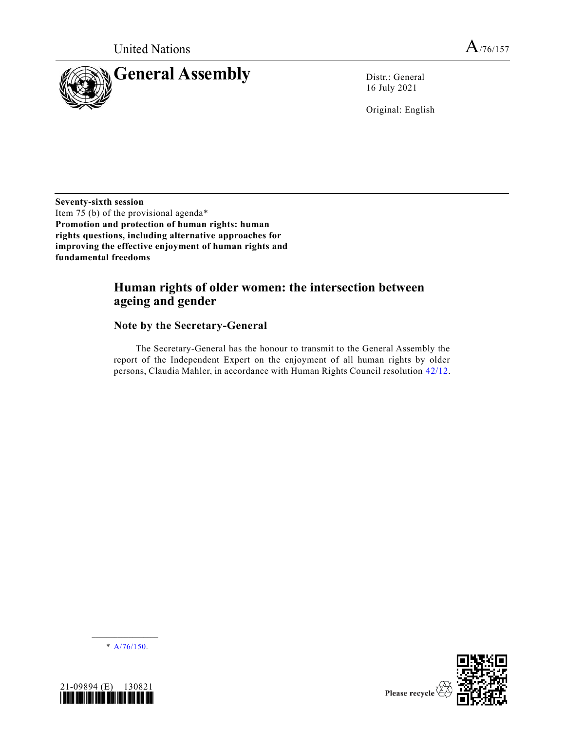United Nations

A/76/157

# General Assembly

Distr.: General
16 July 2021

Original: English

**Seventy-sixth session**
Item 75 (b) of the provisional agenda*
**Promotion and protection of human rights: human rights questions, including alternative approaches for improving the effective enjoyment of human rights and fundamental freedoms**

## Human rights of older women: the intersection between ageing and gender

### Note by the Secretary-General

The Secretary-General has the honour to transmit to the General Assembly the report of the Independent Expert on the enjoyment of all human rights by older persons, Claudia Mahler, in accordance with Human Rights Council resolution 42/12.

\* A/76/150.

21-09894 (E) 130821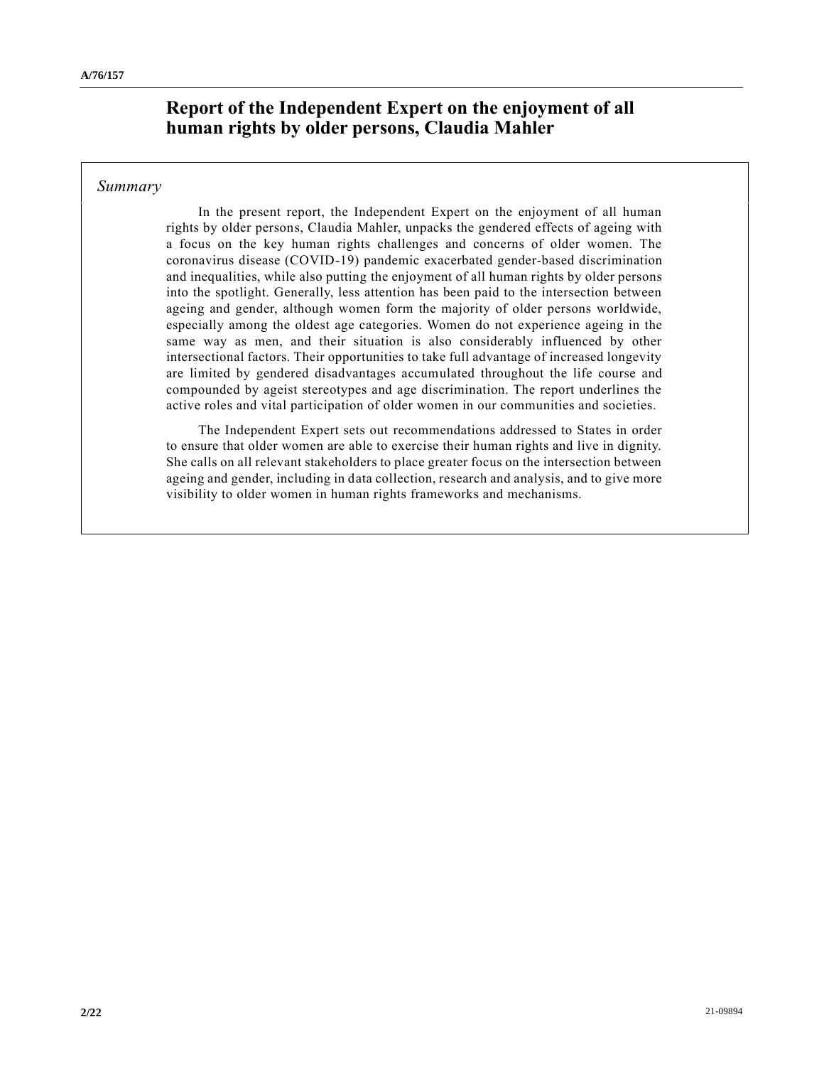# Report of the Independent Expert on the enjoyment of all human rights by older persons, Claudia Mahler

*Summary*

In the present report, the Independent Expert on the enjoyment of all human rights by older persons, Claudia Mahler, unpacks the gendered effects of ageing with a focus on the key human rights challenges and concerns of older women. The coronavirus disease (COVID-19) pandemic exacerbated gender-based discrimination and inequalities, while also putting the enjoyment of all human rights by older persons into the spotlight. Generally, less attention has been paid to the intersection between ageing and gender, although women form the majority of older persons worldwide, especially among the oldest age categories. Women do not experience ageing in the same way as men, and their situation is also considerably influenced by other intersectional factors. Their opportunities to take full advantage of increased longevity are limited by gendered disadvantages accumulated throughout the life course and compounded by ageist stereotypes and age discrimination. The report underlines the active roles and vital participation of older women in our communities and societies.

The Independent Expert sets out recommendations addressed to States in order to ensure that older women are able to exercise their human rights and live in dignity. She calls on all relevant stakeholders to place greater focus on the intersection between ageing and gender, including in data collection, research and analysis, and to give more visibility to older women in human rights frameworks and mechanisms.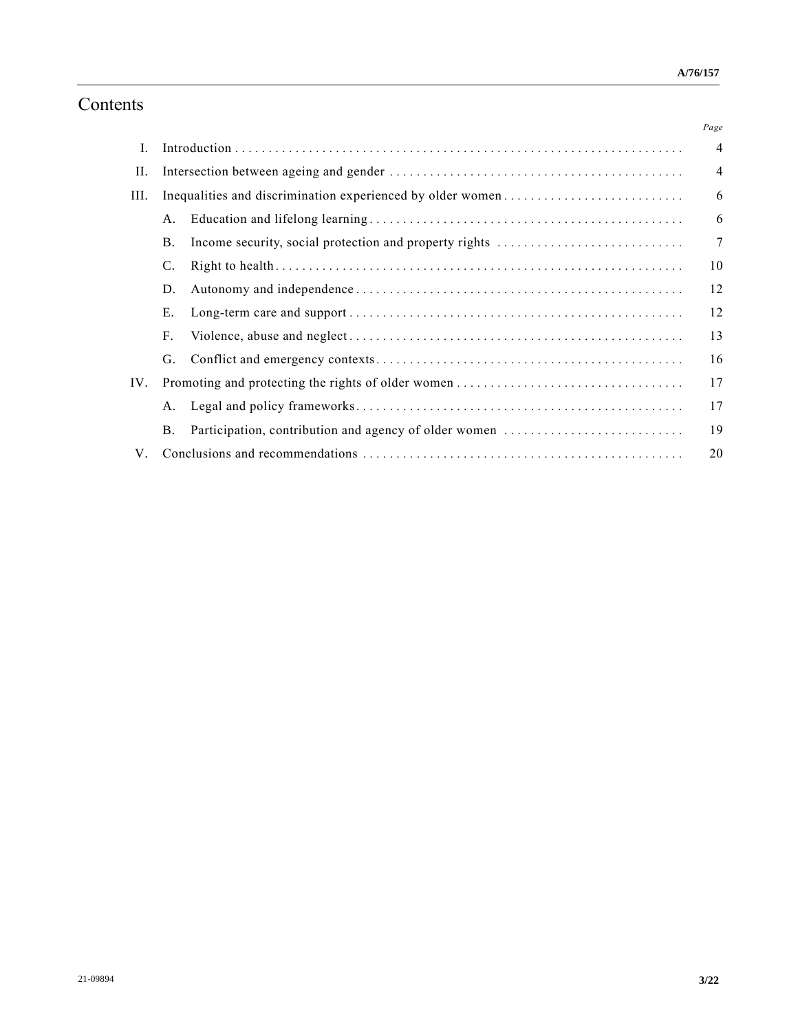# Contents

| | | Page |
|---|---|---|
| I. | Introduction | 4 |
| II. | Intersection between ageing and gender | 4 |
| III. | Inequalities and discrimination experienced by older women | 6 |
| | A. Education and lifelong learning | 6 |
| | B. Income security, social protection and property rights | 7 |
| | C. Right to health | 10 |
| | D. Autonomy and independence | 12 |
| | E. Long-term care and support | 12 |
| | F. Violence, abuse and neglect | 13 |
| | G. Conflict and emergency contexts | 16 |
| IV. | Promoting and protecting the rights of older women | 17 |
| | A. Legal and policy frameworks | 17 |
| | B. Participation, contribution and agency of older women | 19 |
| V. | Conclusions and recommendations | 20 |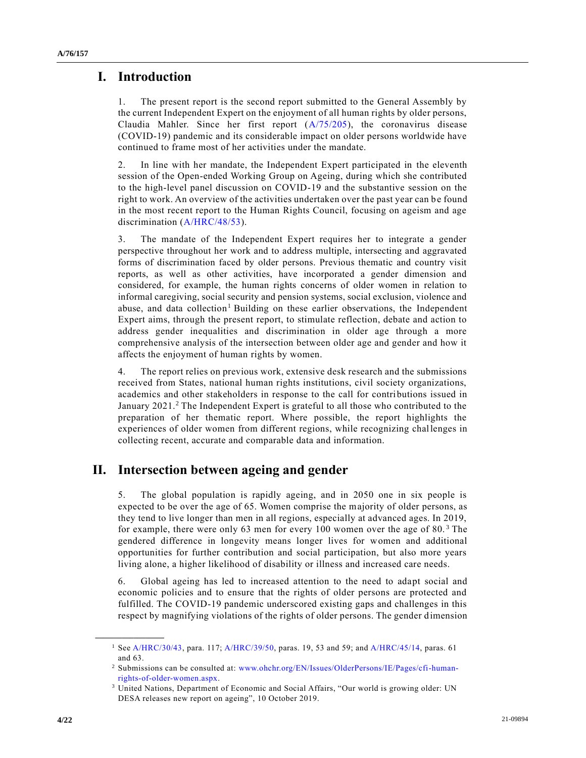# I. Introduction

1. The present report is the second report submitted to the General Assembly by the current Independent Expert on the enjoyment of all human rights by older persons, Claudia Mahler. Since her first report (A/75/205), the coronavirus disease (COVID-19) pandemic and its considerable impact on older persons worldwide have continued to frame most of her activities under the mandate.

2. In line with her mandate, the Independent Expert participated in the eleventh session of the Open-ended Working Group on Ageing, during which she contributed to the high-level panel discussion on COVID-19 and the substantive session on the right to work. An overview of the activities undertaken over the past year can be found in the most recent report to the Human Rights Council, focusing on ageism and age discrimination (A/HRC/48/53).

3. The mandate of the Independent Expert requires her to integrate a gender perspective throughout her work and to address multiple, intersecting and aggravated forms of discrimination faced by older persons. Previous thematic and country visit reports, as well as other activities, have incorporated a gender dimension and considered, for example, the human rights concerns of older women in relation to informal caregiving, social security and pension systems, social exclusion, violence and abuse, and data collection[1] Building on these earlier observations, the Independent Expert aims, through the present report, to stimulate reflection, debate and action to address gender inequalities and discrimination in older age through a more comprehensive analysis of the intersection between older age and gender and how it affects the enjoyment of human rights by women.

4. The report relies on previous work, extensive desk research and the submissions received from States, national human rights institutions, civil society organizations, academics and other stakeholders in response to the call for contributions issued in January 2021.[2] The Independent Expert is grateful to all those who contributed to the preparation of her thematic report. Where possible, the report highlights the experiences of older women from different regions, while recognizing challenges in collecting recent, accurate and comparable data and information.

# II. Intersection between ageing and gender

5. The global population is rapidly ageing, and in 2050 one in six people is expected to be over the age of 65. Women comprise the majority of older persons, as they tend to live longer than men in all regions, especially at advanced ages. In 2019, for example, there were only 63 men for every 100 women over the age of 80.[3] The gendered difference in longevity means longer lives for women and additional opportunities for further contribution and social participation, but also more years living alone, a higher likelihood of disability or illness and increased care needs.

6. Global ageing has led to increased attention to the need to adapt social and economic policies and to ensure that the rights of older persons are protected and fulfilled. The COVID-19 pandemic underscored existing gaps and challenges in this respect by magnifying violations of the rights of older persons. The gender dimension

---

[1] See A/HRC/30/43, para. 117; A/HRC/39/50, paras. 19, 53 and 59; and A/HRC/45/14, paras. 61 and 63.

[2] Submissions can be consulted at: www.ohchr.org/EN/Issues/OlderPersons/IE/Pages/cfi-human-rights-of-older-women.aspx.

[3] United Nations, Department of Economic and Social Affairs, "Our world is growing older: UN DESA releases new report on ageing", 10 October 2019.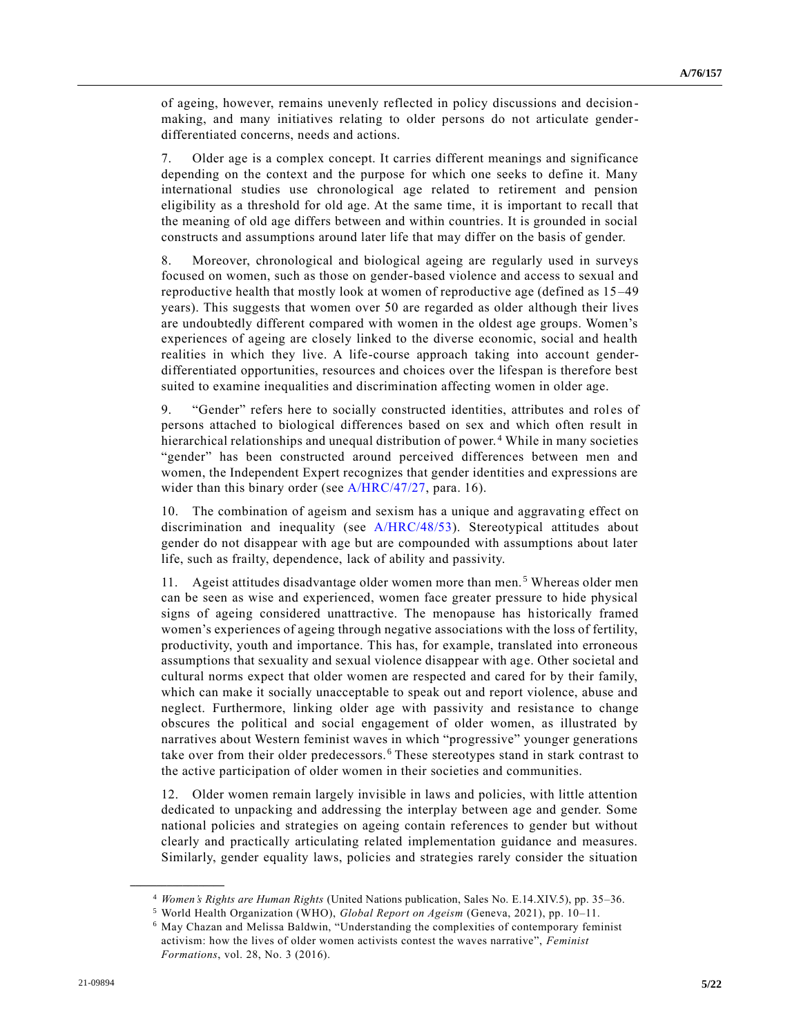of ageing, however, remains unevenly reflected in policy discussions and decision-making, and many initiatives relating to older persons do not articulate gender-differentiated concerns, needs and actions.

7. Older age is a complex concept. It carries different meanings and significance depending on the context and the purpose for which one seeks to define it. Many international studies use chronological age related to retirement and pension eligibility as a threshold for old age. At the same time, it is important to recall that the meaning of old age differs between and within countries. It is grounded in social constructs and assumptions around later life that may differ on the basis of gender.

8. Moreover, chronological and biological ageing are regularly used in surveys focused on women, such as those on gender-based violence and access to sexual and reproductive health that mostly look at women of reproductive age (defined as 15–49 years). This suggests that women over 50 are regarded as older although their lives are undoubtedly different compared with women in the oldest age groups. Women's experiences of ageing are closely linked to the diverse economic, social and health realities in which they live. A life-course approach taking into account gender-differentiated opportunities, resources and choices over the lifespan is therefore best suited to examine inequalities and discrimination affecting women in older age.

9. "Gender" refers here to socially constructed identities, attributes and roles of persons attached to biological differences based on sex and which often result in hierarchical relationships and unequal distribution of power.[4] While in many societies "gender" has been constructed around perceived differences between men and women, the Independent Expert recognizes that gender identities and expressions are wider than this binary order (see A/HRC/47/27, para. 16).

10. The combination of ageism and sexism has a unique and aggravating effect on discrimination and inequality (see A/HRC/48/53). Stereotypical attitudes about gender do not disappear with age but are compounded with assumptions about later life, such as frailty, dependence, lack of ability and passivity.

11. Ageist attitudes disadvantage older women more than men.[5] Whereas older men can be seen as wise and experienced, women face greater pressure to hide physical signs of ageing considered unattractive. The menopause has historically framed women's experiences of ageing through negative associations with the loss of fertility, productivity, youth and importance. This has, for example, translated into erroneous assumptions that sexuality and sexual violence disappear with age. Other societal and cultural norms expect that older women are respected and cared for by their family, which can make it socially unacceptable to speak out and report violence, abuse and neglect. Furthermore, linking older age with passivity and resistance to change obscures the political and social engagement of older women, as illustrated by narratives about Western feminist waves in which "progressive" younger generations take over from their older predecessors.[6] These stereotypes stand in stark contrast to the active participation of older women in their societies and communities.

12. Older women remain largely invisible in laws and policies, with little attention dedicated to unpacking and addressing the interplay between age and gender. Some national policies and strategies on ageing contain references to gender but without clearly and practically articulating related implementation guidance and measures. Similarly, gender equality laws, policies and strategies rarely consider the situation

---

[4] *Women's Rights are Human Rights* (United Nations publication, Sales No. E.14.XIV.5), pp. 35–36.

[5] World Health Organization (WHO), *Global Report on Ageism* (Geneva, 2021), pp. 10–11.

[6] May Chazan and Melissa Baldwin, "Understanding the complexities of contemporary feminist activism: how the lives of older women activists contest the waves narrative", *Feminist Formations*, vol. 28, No. 3 (2016).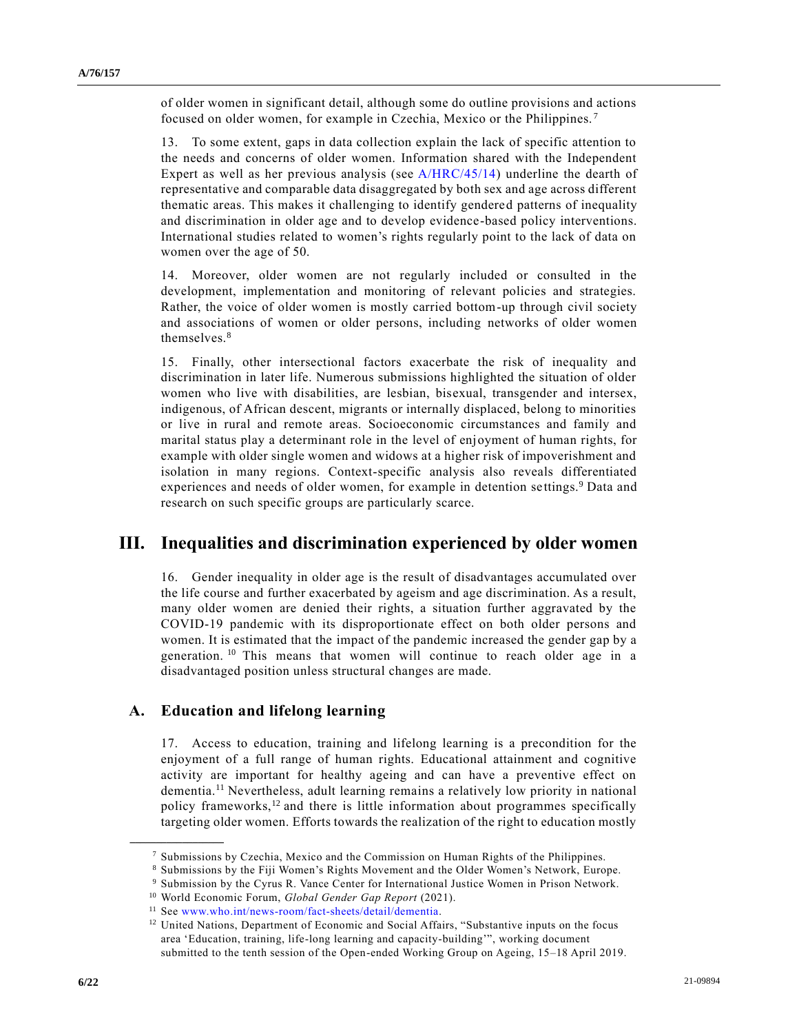of older women in significant detail, although some do outline provisions and actions focused on older women, for example in Czechia, Mexico or the Philippines.[7]

13. To some extent, gaps in data collection explain the lack of specific attention to the needs and concerns of older women. Information shared with the Independent Expert as well as her previous analysis (see A/HRC/45/14) underline the dearth of representative and comparable data disaggregated by both sex and age across different thematic areas. This makes it challenging to identify gendered patterns of inequality and discrimination in older age and to develop evidence-based policy interventions. International studies related to women's rights regularly point to the lack of data on women over the age of 50.

14. Moreover, older women are not regularly included or consulted in the development, implementation and monitoring of relevant policies and strategies. Rather, the voice of older women is mostly carried bottom-up through civil society and associations of women or older persons, including networks of older women themselves.[8]

15. Finally, other intersectional factors exacerbate the risk of inequality and discrimination in later life. Numerous submissions highlighted the situation of older women who live with disabilities, are lesbian, bisexual, transgender and intersex, indigenous, of African descent, migrants or internally displaced, belong to minorities or live in rural and remote areas. Socioeconomic circumstances and family and marital status play a determinant role in the level of enjoyment of human rights, for example with older single women and widows at a higher risk of impoverishment and isolation in many regions. Context-specific analysis also reveals differentiated experiences and needs of older women, for example in detention settings.[9] Data and research on such specific groups are particularly scarce.

# III. Inequalities and discrimination experienced by older women

16. Gender inequality in older age is the result of disadvantages accumulated over the life course and further exacerbated by ageism and age discrimination. As a result, many older women are denied their rights, a situation further aggravated by the COVID-19 pandemic with its disproportionate effect on both older persons and women. It is estimated that the impact of the pandemic increased the gender gap by a generation.[10] This means that women will continue to reach older age in a disadvantaged position unless structural changes are made.

## A. Education and lifelong learning

17. Access to education, training and lifelong learning is a precondition for the enjoyment of a full range of human rights. Educational attainment and cognitive activity are important for healthy ageing and can have a preventive effect on dementia.[11] Nevertheless, adult learning remains a relatively low priority in national policy frameworks,[12] and there is little information about programmes specifically targeting older women. Efforts towards the realization of the right to education mostly

---

[7] Submissions by Czechia, Mexico and the Commission on Human Rights of the Philippines.

[8] Submissions by the Fiji Women's Rights Movement and the Older Women's Network, Europe.

[9] Submission by the Cyrus R. Vance Center for International Justice Women in Prison Network.

[10] World Economic Forum, *Global Gender Gap Report* (2021).

[11] See www.who.int/news-room/fact-sheets/detail/dementia.

[12] United Nations, Department of Economic and Social Affairs, "Substantive inputs on the focus area 'Education, training, life-long learning and capacity-building'", working document submitted to the tenth session of the Open-ended Working Group on Ageing, 15–18 April 2019.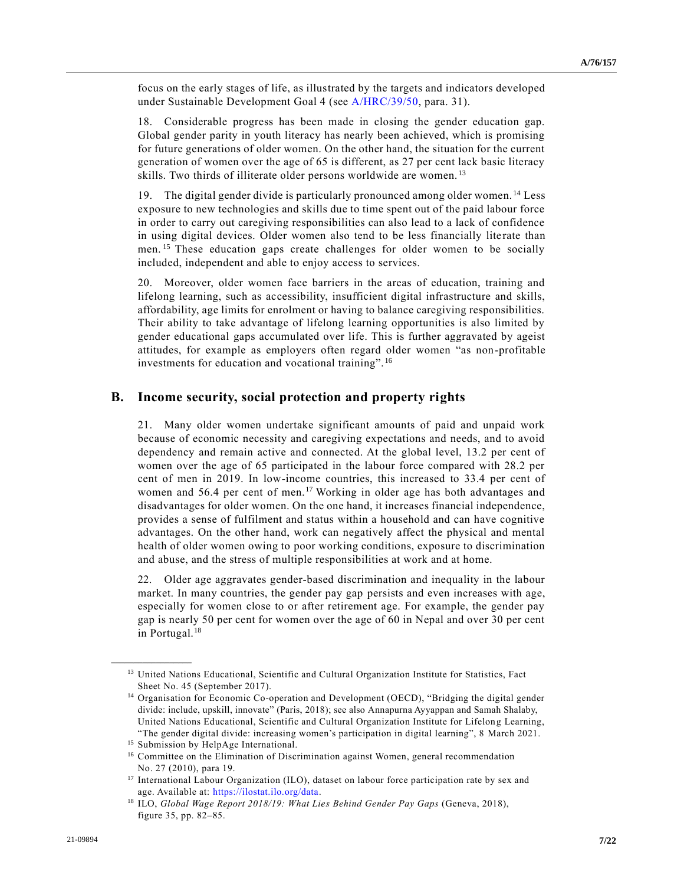focus on the early stages of life, as illustrated by the targets and indicators developed under Sustainable Development Goal 4 (see A/HRC/39/50, para. 31).

18. Considerable progress has been made in closing the gender education gap. Global gender parity in youth literacy has nearly been achieved, which is promising for future generations of older women. On the other hand, the situation for the current generation of women over the age of 65 is different, as 27 per cent lack basic literacy skills. Two thirds of illiterate older persons worldwide are women.[13]

19. The digital gender divide is particularly pronounced among older women.[14] Less exposure to new technologies and skills due to time spent out of the paid labour force in order to carry out caregiving responsibilities can also lead to a lack of confidence in using digital devices. Older women also tend to be less financially literate than men.[15] These education gaps create challenges for older women to be socially included, independent and able to enjoy access to services.

20. Moreover, older women face barriers in the areas of education, training and lifelong learning, such as accessibility, insufficient digital infrastructure and skills, affordability, age limits for enrolment or having to balance caregiving responsibilities. Their ability to take advantage of lifelong learning opportunities is also limited by gender educational gaps accumulated over life. This is further aggravated by ageist attitudes, for example as employers often regard older women "as non-profitable investments for education and vocational training".[16]

## B. Income security, social protection and property rights

21. Many older women undertake significant amounts of paid and unpaid work because of economic necessity and caregiving expectations and needs, and to avoid dependency and remain active and connected. At the global level, 13.2 per cent of women over the age of 65 participated in the labour force compared with 28.2 per cent of men in 2019. In low-income countries, this increased to 33.4 per cent of women and 56.4 per cent of men.[17] Working in older age has both advantages and disadvantages for older women. On the one hand, it increases financial independence, provides a sense of fulfilment and status within a household and can have cognitive advantages. On the other hand, work can negatively affect the physical and mental health of older women owing to poor working conditions, exposure to discrimination and abuse, and the stress of multiple responsibilities at work and at home.

22. Older age aggravates gender-based discrimination and inequality in the labour market. In many countries, the gender pay gap persists and even increases with age, especially for women close to or after retirement age. For example, the gender pay gap is nearly 50 per cent for women over the age of 60 in Nepal and over 30 per cent in Portugal.[18]

---

[13] United Nations Educational, Scientific and Cultural Organization Institute for Statistics, Fact Sheet No. 45 (September 2017).

[14] Organisation for Economic Co-operation and Development (OECD), "Bridging the digital gender divide: include, upskill, innovate" (Paris, 2018); see also Annapurna Ayyappan and Samah Shalaby, United Nations Educational, Scientific and Cultural Organization Institute for Lifelong Learning, "The gender digital divide: increasing women's participation in digital learning", 8 March 2021.

[15] Submission by HelpAge International.

[16] Committee on the Elimination of Discrimination against Women, general recommendation No. 27 (2010), para 19.

[17] International Labour Organization (ILO), dataset on labour force participation rate by sex and age. Available at: https://ilostat.ilo.org/data.

[18] ILO, *Global Wage Report 2018/19: What Lies Behind Gender Pay Gaps* (Geneva, 2018), figure 35, pp. 82–85.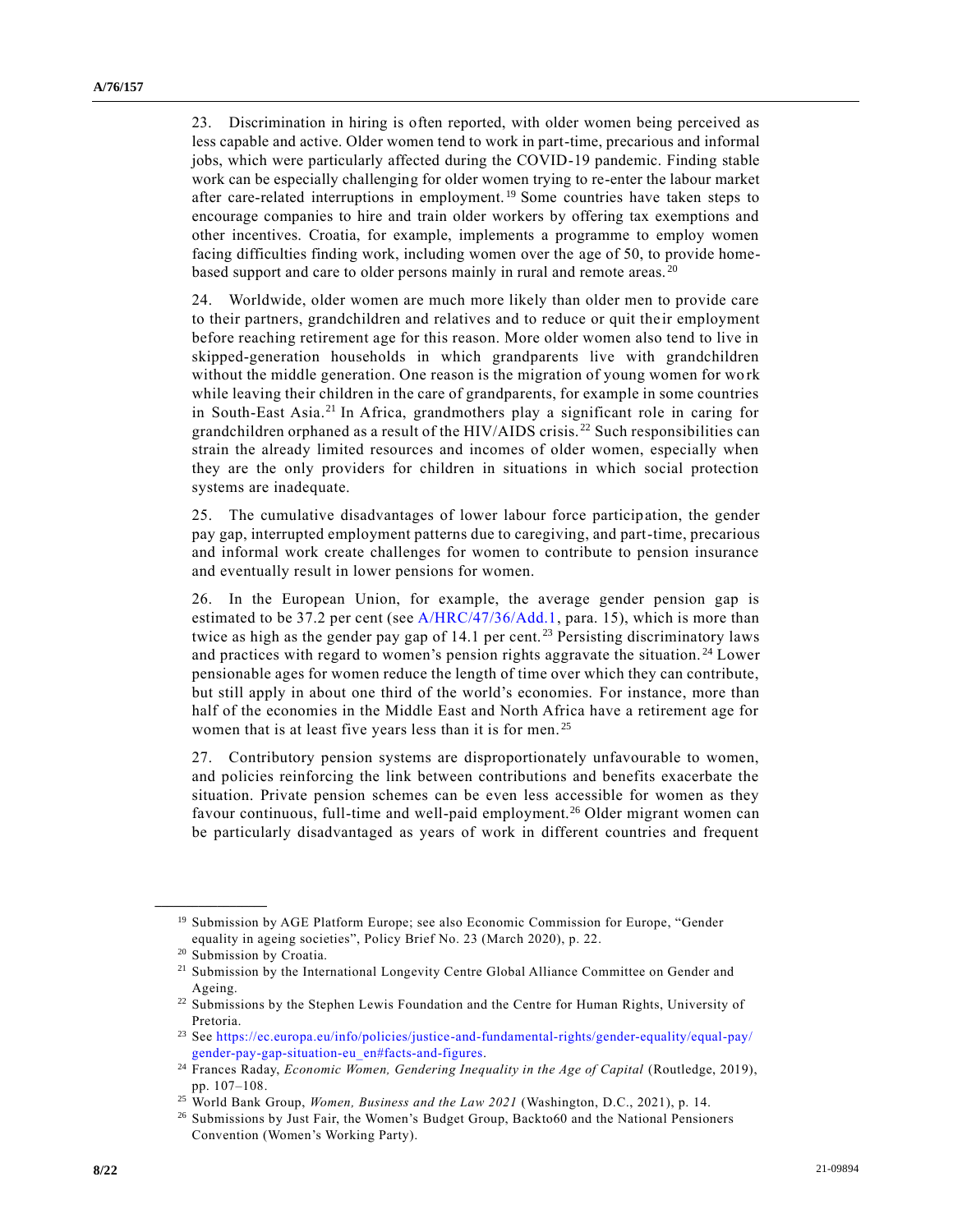23. Discrimination in hiring is often reported, with older women being perceived as less capable and active. Older women tend to work in part-time, precarious and informal jobs, which were particularly affected during the COVID-19 pandemic. Finding stable work can be especially challenging for older women trying to re-enter the labour market after care-related interruptions in employment.[19] Some countries have taken steps to encourage companies to hire and train older workers by offering tax exemptions and other incentives. Croatia, for example, implements a programme to employ women facing difficulties finding work, including women over the age of 50, to provide home-based support and care to older persons mainly in rural and remote areas.[20]

24. Worldwide, older women are much more likely than older men to provide care to their partners, grandchildren and relatives and to reduce or quit their employment before reaching retirement age for this reason. More older women also tend to live in skipped-generation households in which grandparents live with grandchildren without the middle generation. One reason is the migration of young women for work while leaving their children in the care of grandparents, for example in some countries in South-East Asia.[21] In Africa, grandmothers play a significant role in caring for grandchildren orphaned as a result of the HIV/AIDS crisis.[22] Such responsibilities can strain the already limited resources and incomes of older women, especially when they are the only providers for children in situations in which social protection systems are inadequate.

25. The cumulative disadvantages of lower labour force participation, the gender pay gap, interrupted employment patterns due to caregiving, and part-time, precarious and informal work create challenges for women to contribute to pension insurance and eventually result in lower pensions for women.

26. In the European Union, for example, the average gender pension gap is estimated to be 37.2 per cent (see A/HRC/47/36/Add.1, para. 15), which is more than twice as high as the gender pay gap of 14.1 per cent.[23] Persisting discriminatory laws and practices with regard to women's pension rights aggravate the situation.[24] Lower pensionable ages for women reduce the length of time over which they can contribute, but still apply in about one third of the world's economies. For instance, more than half of the economies in the Middle East and North Africa have a retirement age for women that is at least five years less than it is for men.[25]

27. Contributory pension systems are disproportionately unfavourable to women, and policies reinforcing the link between contributions and benefits exacerbate the situation. Private pension schemes can be even less accessible for women as they favour continuous, full-time and well-paid employment.[26] Older migrant women can be particularly disadvantaged as years of work in different countries and frequent

---

[19] Submission by AGE Platform Europe; see also Economic Commission for Europe, "Gender equality in ageing societies", Policy Brief No. 23 (March 2020), p. 22.

[20] Submission by Croatia.

[21] Submission by the International Longevity Centre Global Alliance Committee on Gender and Ageing.

[22] Submissions by the Stephen Lewis Foundation and the Centre for Human Rights, University of Pretoria.

[23] See https://ec.europa.eu/info/policies/justice-and-fundamental-rights/gender-equality/equal-pay/gender-pay-gap-situation-eu_en#facts-and-figures.

[24] Frances Raday, *Economic Women, Gendering Inequality in the Age of Capital* (Routledge, 2019), pp. 107–108.

[25] World Bank Group, *Women, Business and the Law 2021* (Washington, D.C., 2021), p. 14.

[26] Submissions by Just Fair, the Women's Budget Group, Backto60 and the National Pensioners Convention (Women's Working Party).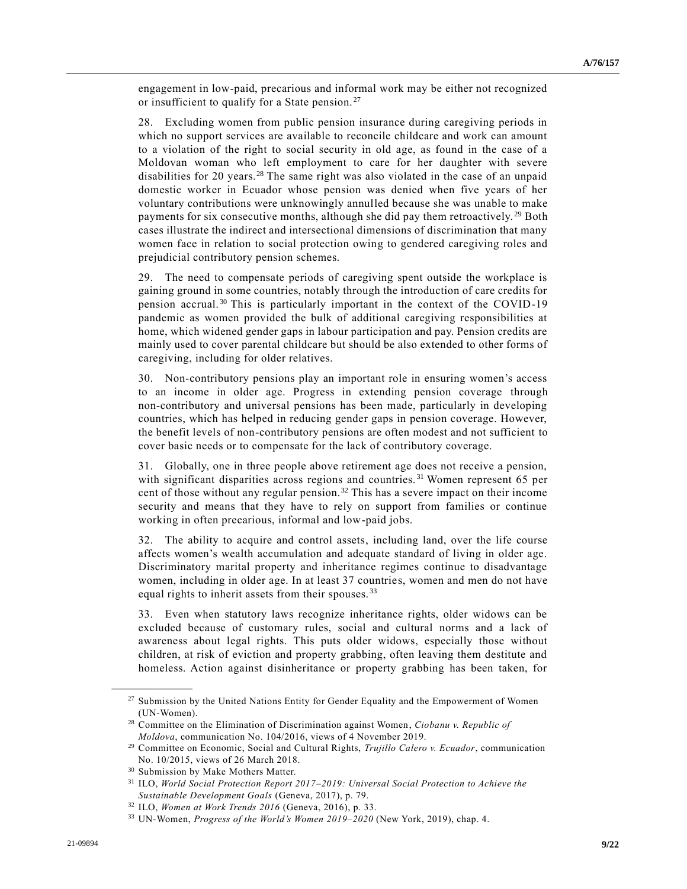engagement in low-paid, precarious and informal work may be either not recognized or insufficient to qualify for a State pension.[27]

28. Excluding women from public pension insurance during caregiving periods in which no support services are available to reconcile childcare and work can amount to a violation of the right to social security in old age, as found in the case of a Moldovan woman who left employment to care for her daughter with severe disabilities for 20 years.[28] The same right was also violated in the case of an unpaid domestic worker in Ecuador whose pension was denied when five years of her voluntary contributions were unknowingly annulled because she was unable to make payments for six consecutive months, although she did pay them retroactively.[29] Both cases illustrate the indirect and intersectional dimensions of discrimination that many women face in relation to social protection owing to gendered caregiving roles and prejudicial contributory pension schemes.

29. The need to compensate periods of caregiving spent outside the workplace is gaining ground in some countries, notably through the introduction of care credits for pension accrual.[30] This is particularly important in the context of the COVID-19 pandemic as women provided the bulk of additional caregiving responsibilities at home, which widened gender gaps in labour participation and pay. Pension credits are mainly used to cover parental childcare but should be also extended to other forms of caregiving, including for older relatives.

30. Non-contributory pensions play an important role in ensuring women's access to an income in older age. Progress in extending pension coverage through non-contributory and universal pensions has been made, particularly in developing countries, which has helped in reducing gender gaps in pension coverage. However, the benefit levels of non-contributory pensions are often modest and not sufficient to cover basic needs or to compensate for the lack of contributory coverage.

31. Globally, one in three people above retirement age does not receive a pension, with significant disparities across regions and countries.[31] Women represent 65 per cent of those without any regular pension.[32] This has a severe impact on their income security and means that they have to rely on support from families or continue working in often precarious, informal and low-paid jobs.

32. The ability to acquire and control assets, including land, over the life course affects women's wealth accumulation and adequate standard of living in older age. Discriminatory marital property and inheritance regimes continue to disadvantage women, including in older age. In at least 37 countries, women and men do not have equal rights to inherit assets from their spouses.[33]

33. Even when statutory laws recognize inheritance rights, older widows can be excluded because of customary rules, social and cultural norms and a lack of awareness about legal rights. This puts older widows, especially those without children, at risk of eviction and property grabbing, often leaving them destitute and homeless. Action against disinheritance or property grabbing has been taken, for

---

[27] Submission by the United Nations Entity for Gender Equality and the Empowerment of Women (UN-Women).

[28] Committee on the Elimination of Discrimination against Women, *Ciobanu v. Republic of Moldova*, communication No. 104/2016, views of 4 November 2019.

[29] Committee on Economic, Social and Cultural Rights, *Trujillo Calero v. Ecuador*, communication No. 10/2015, views of 26 March 2018.

[30] Submission by Make Mothers Matter.

[31] ILO, *World Social Protection Report 2017–2019: Universal Social Protection to Achieve the Sustainable Development Goals* (Geneva, 2017), p. 79.

[32] ILO, *Women at Work Trends 2016* (Geneva, 2016), p. 33.

[33] UN-Women, *Progress of the World's Women 2019–2020* (New York, 2019), chap. 4.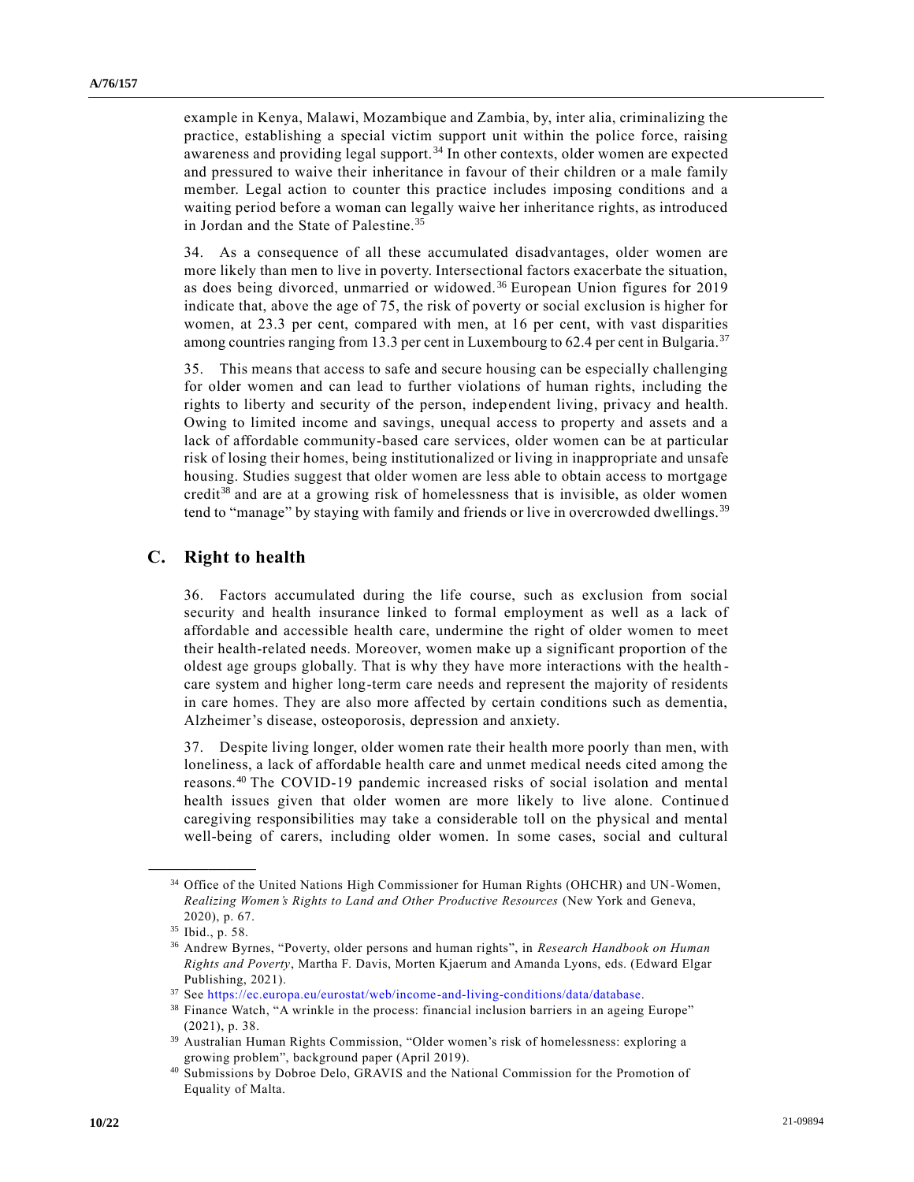example in Kenya, Malawi, Mozambique and Zambia, by, inter alia, criminalizing the practice, establishing a special victim support unit within the police force, raising awareness and providing legal support.[34] In other contexts, older women are expected and pressured to waive their inheritance in favour of their children or a male family member. Legal action to counter this practice includes imposing conditions and a waiting period before a woman can legally waive her inheritance rights, as introduced in Jordan and the State of Palestine.[35]

34. As a consequence of all these accumulated disadvantages, older women are more likely than men to live in poverty. Intersectional factors exacerbate the situation, as does being divorced, unmarried or widowed.[36] European Union figures for 2019 indicate that, above the age of 75, the risk of poverty or social exclusion is higher for women, at 23.3 per cent, compared with men, at 16 per cent, with vast disparities among countries ranging from 13.3 per cent in Luxembourg to 62.4 per cent in Bulgaria.[37]

35. This means that access to safe and secure housing can be especially challenging for older women and can lead to further violations of human rights, including the rights to liberty and security of the person, independent living, privacy and health. Owing to limited income and savings, unequal access to property and assets and a lack of affordable community-based care services, older women can be at particular risk of losing their homes, being institutionalized or living in inappropriate and unsafe housing. Studies suggest that older women are less able to obtain access to mortgage credit[38] and are at a growing risk of homelessness that is invisible, as older women tend to "manage" by staying with family and friends or live in overcrowded dwellings.[39]

## C. Right to health

36. Factors accumulated during the life course, such as exclusion from social security and health insurance linked to formal employment as well as a lack of affordable and accessible health care, undermine the right of older women to meet their health-related needs. Moreover, women make up a significant proportion of the oldest age groups globally. That is why they have more interactions with the health-care system and higher long-term care needs and represent the majority of residents in care homes. They are also more affected by certain conditions such as dementia, Alzheimer's disease, osteoporosis, depression and anxiety.

37. Despite living longer, older women rate their health more poorly than men, with loneliness, a lack of affordable health care and unmet medical needs cited among the reasons.[40] The COVID-19 pandemic increased risks of social isolation and mental health issues given that older women are more likely to live alone. Continued caregiving responsibilities may take a considerable toll on the physical and mental well-being of carers, including older women. In some cases, social and cultural

---

[34] Office of the United Nations High Commissioner for Human Rights (OHCHR) and UN-Women, *Realizing Women's Rights to Land and Other Productive Resources* (New York and Geneva, 2020), p. 67.

[35] Ibid., p. 58.

[36] Andrew Byrnes, "Poverty, older persons and human rights", in *Research Handbook on Human Rights and Poverty*, Martha F. Davis, Morten Kjaerum and Amanda Lyons, eds. (Edward Elgar Publishing, 2021).

[37] See https://ec.europa.eu/eurostat/web/income-and-living-conditions/data/database.

[38] Finance Watch, "A wrinkle in the process: financial inclusion barriers in an ageing Europe" (2021), p. 38.

[39] Australian Human Rights Commission, "Older women's risk of homelessness: exploring a growing problem", background paper (April 2019).

[40] Submissions by Dobroe Delo, GRAVIS and the National Commission for the Promotion of Equality of Malta.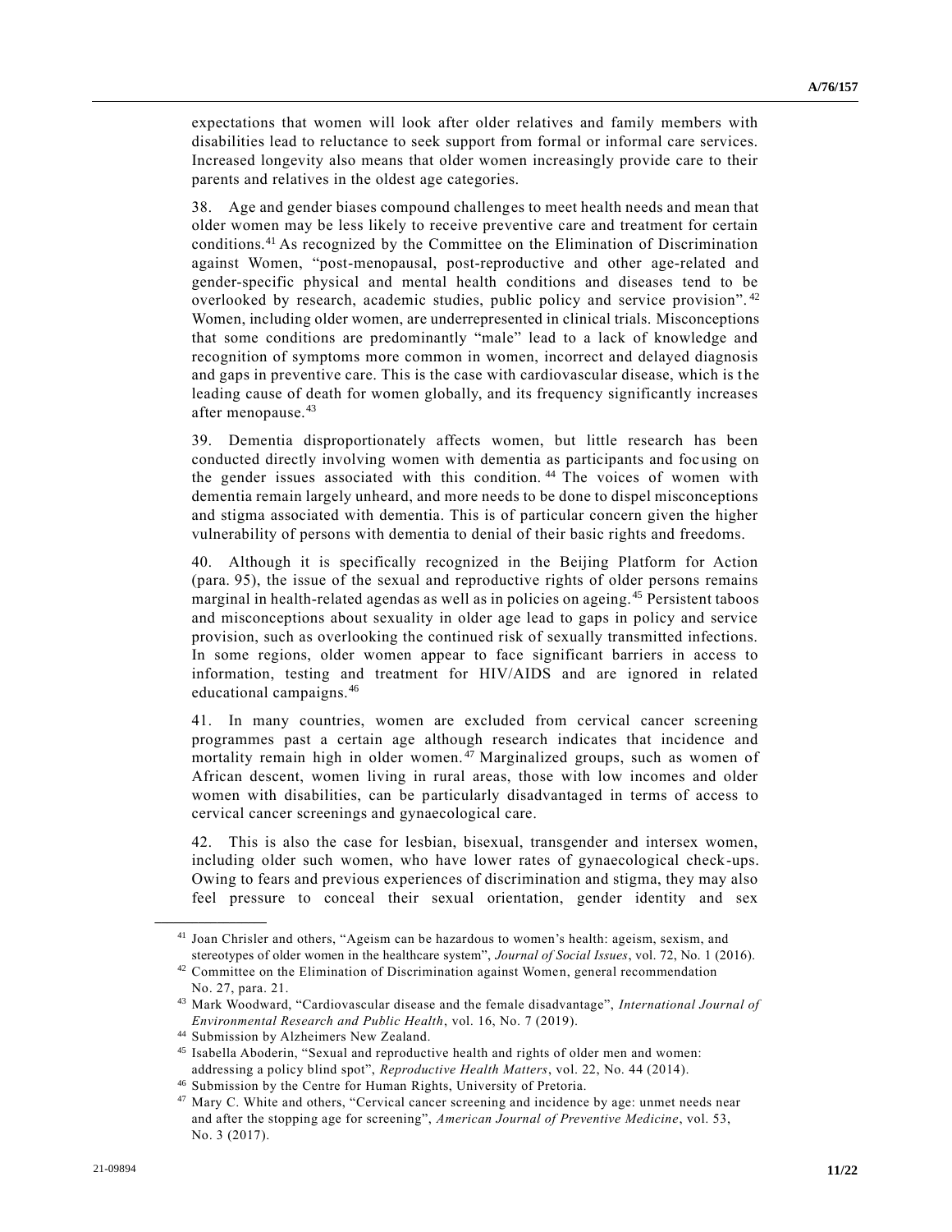expectations that women will look after older relatives and family members with disabilities lead to reluctance to seek support from formal or informal care services. Increased longevity also means that older women increasingly provide care to their parents and relatives in the oldest age categories.

38. Age and gender biases compound challenges to meet health needs and mean that older women may be less likely to receive preventive care and treatment for certain conditions.[41] As recognized by the Committee on the Elimination of Discrimination against Women, "post-menopausal, post-reproductive and other age-related and gender-specific physical and mental health conditions and diseases tend to be overlooked by research, academic studies, public policy and service provision".[42] Women, including older women, are underrepresented in clinical trials. Misconceptions that some conditions are predominantly "male" lead to a lack of knowledge and recognition of symptoms more common in women, incorrect and delayed diagnosis and gaps in preventive care. This is the case with cardiovascular disease, which is the leading cause of death for women globally, and its frequency significantly increases after menopause.[43]

39. Dementia disproportionately affects women, but little research has been conducted directly involving women with dementia as participants and focusing on the gender issues associated with this condition.[44] The voices of women with dementia remain largely unheard, and more needs to be done to dispel misconceptions and stigma associated with dementia. This is of particular concern given the higher vulnerability of persons with dementia to denial of their basic rights and freedoms.

40. Although it is specifically recognized in the Beijing Platform for Action (para. 95), the issue of the sexual and reproductive rights of older persons remains marginal in health-related agendas as well as in policies on ageing.[45] Persistent taboos and misconceptions about sexuality in older age lead to gaps in policy and service provision, such as overlooking the continued risk of sexually transmitted infections. In some regions, older women appear to face significant barriers in access to information, testing and treatment for HIV/AIDS and are ignored in related educational campaigns.[46]

41. In many countries, women are excluded from cervical cancer screening programmes past a certain age although research indicates that incidence and mortality remain high in older women.[47] Marginalized groups, such as women of African descent, women living in rural areas, those with low incomes and older women with disabilities, can be particularly disadvantaged in terms of access to cervical cancer screenings and gynaecological care.

42. This is also the case for lesbian, bisexual, transgender and intersex women, including older such women, who have lower rates of gynaecological check-ups. Owing to fears and previous experiences of discrimination and stigma, they may also feel pressure to conceal their sexual orientation, gender identity and sex

---

[41] Joan Chrisler and others, "Ageism can be hazardous to women's health: ageism, sexism, and stereotypes of older women in the healthcare system", *Journal of Social Issues*, vol. 72, No. 1 (2016).

[42] Committee on the Elimination of Discrimination against Women, general recommendation No. 27, para. 21.

[43] Mark Woodward, "Cardiovascular disease and the female disadvantage", *International Journal of Environmental Research and Public Health*, vol. 16, No. 7 (2019).

[44] Submission by Alzheimers New Zealand.

[45] Isabella Aboderin, "Sexual and reproductive health and rights of older men and women: addressing a policy blind spot", *Reproductive Health Matters*, vol. 22, No. 44 (2014).

[46] Submission by the Centre for Human Rights, University of Pretoria.

[47] Mary C. White and others, "Cervical cancer screening and incidence by age: unmet needs near and after the stopping age for screening", *American Journal of Preventive Medicine*, vol. 53, No. 3 (2017).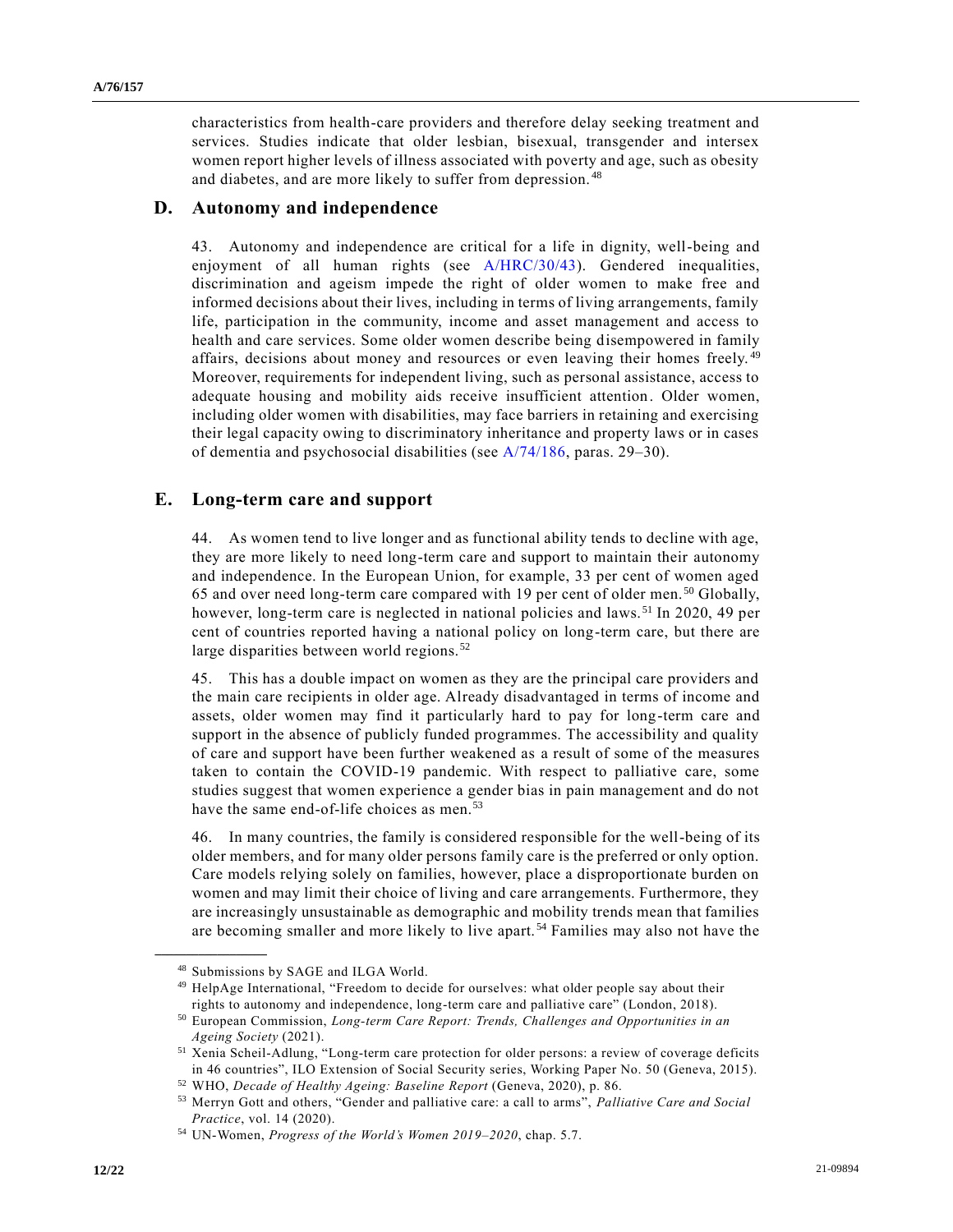characteristics from health-care providers and therefore delay seeking treatment and services. Studies indicate that older lesbian, bisexual, transgender and intersex women report higher levels of illness associated with poverty and age, such as obesity and diabetes, and are more likely to suffer from depression.[48]

## D. Autonomy and independence

43. Autonomy and independence are critical for a life in dignity, well-being and enjoyment of all human rights (see A/HRC/30/43). Gendered inequalities, discrimination and ageism impede the right of older women to make free and informed decisions about their lives, including in terms of living arrangements, family life, participation in the community, income and asset management and access to health and care services. Some older women describe being disempowered in family affairs, decisions about money and resources or even leaving their homes freely.[49] Moreover, requirements for independent living, such as personal assistance, access to adequate housing and mobility aids receive insufficient attention. Older women, including older women with disabilities, may face barriers in retaining and exercising their legal capacity owing to discriminatory inheritance and property laws or in cases of dementia and psychosocial disabilities (see A/74/186, paras. 29–30).

## E. Long-term care and support

44. As women tend to live longer and as functional ability tends to decline with age, they are more likely to need long-term care and support to maintain their autonomy and independence. In the European Union, for example, 33 per cent of women aged 65 and over need long-term care compared with 19 per cent of older men.[50] Globally, however, long-term care is neglected in national policies and laws.[51] In 2020, 49 per cent of countries reported having a national policy on long-term care, but there are large disparities between world regions.[52]

45. This has a double impact on women as they are the principal care providers and the main care recipients in older age. Already disadvantaged in terms of income and assets, older women may find it particularly hard to pay for long-term care and support in the absence of publicly funded programmes. The accessibility and quality of care and support have been further weakened as a result of some of the measures taken to contain the COVID-19 pandemic. With respect to palliative care, some studies suggest that women experience a gender bias in pain management and do not have the same end-of-life choices as men.[53]

46. In many countries, the family is considered responsible for the well-being of its older members, and for many older persons family care is the preferred or only option. Care models relying solely on families, however, place a disproportionate burden on women and may limit their choice of living and care arrangements. Furthermore, they are increasingly unsustainable as demographic and mobility trends mean that families are becoming smaller and more likely to live apart.[54] Families may also not have the

---

[48] Submissions by SAGE and ILGA World.

[49] HelpAge International, "Freedom to decide for ourselves: what older people say about their rights to autonomy and independence, long-term care and palliative care" (London, 2018).

[50] European Commission, *Long-term Care Report: Trends, Challenges and Opportunities in an Ageing Society* (2021).

[51] Xenia Scheil-Adlung, "Long-term care protection for older persons: a review of coverage deficits in 46 countries", ILO Extension of Social Security series, Working Paper No. 50 (Geneva, 2015).

[52] WHO, *Decade of Healthy Ageing: Baseline Report* (Geneva, 2020), p. 86.

[53] Merryn Gott and others, "Gender and palliative care: a call to arms", *Palliative Care and Social Practice*, vol. 14 (2020).

[54] UN-Women, *Progress of the World's Women 2019–2020*, chap. 5.7.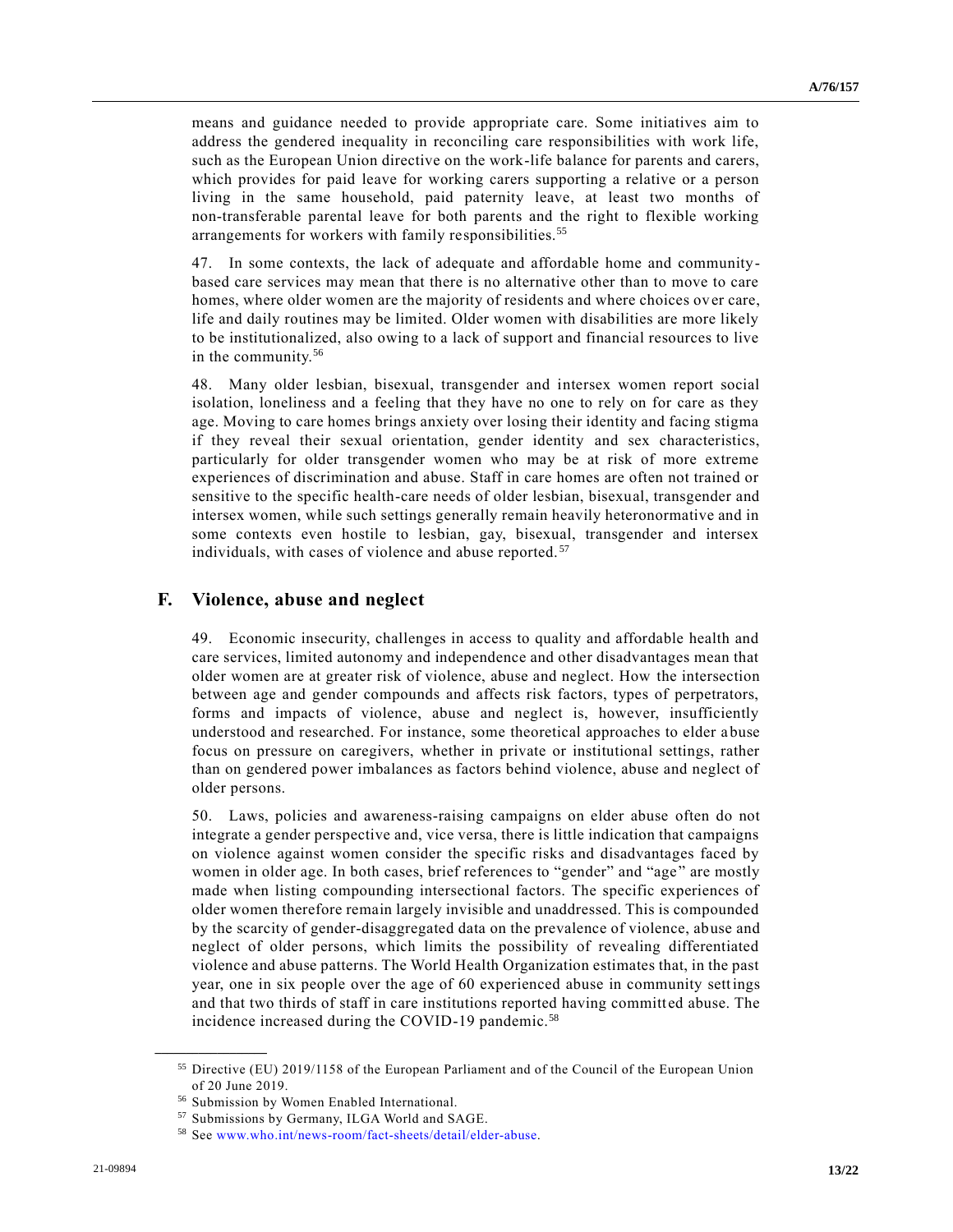means and guidance needed to provide appropriate care. Some initiatives aim to address the gendered inequality in reconciling care responsibilities with work life, such as the European Union directive on the work-life balance for parents and carers, which provides for paid leave for working carers supporting a relative or a person living in the same household, paid paternity leave, at least two months of non-transferable parental leave for both parents and the right to flexible working arrangements for workers with family responsibilities.[55]

47. In some contexts, the lack of adequate and affordable home and community-based care services may mean that there is no alternative other than to move to care homes, where older women are the majority of residents and where choices over care, life and daily routines may be limited. Older women with disabilities are more likely to be institutionalized, also owing to a lack of support and financial resources to live in the community.[56]

48. Many older lesbian, bisexual, transgender and intersex women report social isolation, loneliness and a feeling that they have no one to rely on for care as they age. Moving to care homes brings anxiety over losing their identity and facing stigma if they reveal their sexual orientation, gender identity and sex characteristics, particularly for older transgender women who may be at risk of more extreme experiences of discrimination and abuse. Staff in care homes are often not trained or sensitive to the specific health-care needs of older lesbian, bisexual, transgender and intersex women, while such settings generally remain heavily heteronormative and in some contexts even hostile to lesbian, gay, bisexual, transgender and intersex individuals, with cases of violence and abuse reported.[57]

## F. Violence, abuse and neglect

49. Economic insecurity, challenges in access to quality and affordable health and care services, limited autonomy and independence and other disadvantages mean that older women are at greater risk of violence, abuse and neglect. How the intersection between age and gender compounds and affects risk factors, types of perpetrators, forms and impacts of violence, abuse and neglect is, however, insufficiently understood and researched. For instance, some theoretical approaches to elder abuse focus on pressure on caregivers, whether in private or institutional settings, rather than on gendered power imbalances as factors behind violence, abuse and neglect of older persons.

50. Laws, policies and awareness-raising campaigns on elder abuse often do not integrate a gender perspective and, vice versa, there is little indication that campaigns on violence against women consider the specific risks and disadvantages faced by women in older age. In both cases, brief references to "gender" and "age" are mostly made when listing compounding intersectional factors. The specific experiences of older women therefore remain largely invisible and unaddressed. This is compounded by the scarcity of gender-disaggregated data on the prevalence of violence, abuse and neglect of older persons, which limits the possibility of revealing differentiated violence and abuse patterns. The World Health Organization estimates that, in the past year, one in six people over the age of 60 experienced abuse in community settings and that two thirds of staff in care institutions reported having committed abuse. The incidence increased during the COVID-19 pandemic.[58]

---

[55] Directive (EU) 2019/1158 of the European Parliament and of the Council of the European Union of 20 June 2019.

[56] Submission by Women Enabled International.

[57] Submissions by Germany, ILGA World and SAGE.

[58] See www.who.int/news-room/fact-sheets/detail/elder-abuse.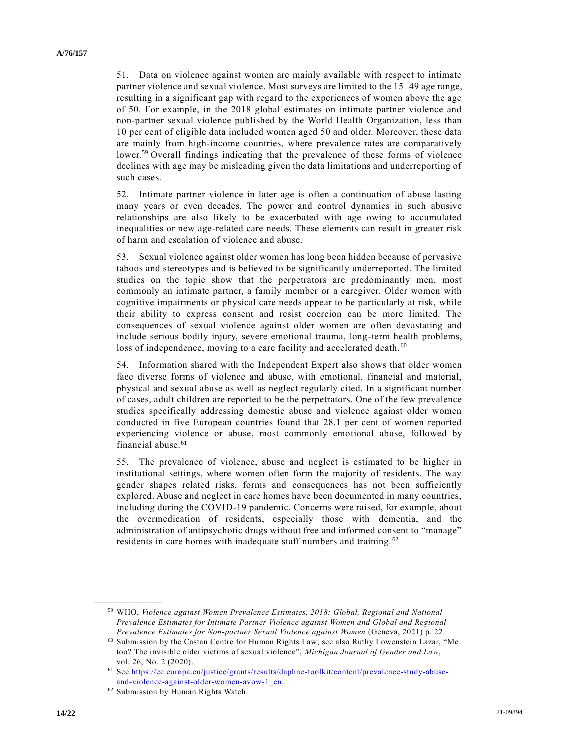51. Data on violence against women are mainly available with respect to intimate partner violence and sexual violence. Most surveys are limited to the 15–49 age range, resulting in a significant gap with regard to the experiences of women above the age of 50. For example, in the 2018 global estimates on intimate partner violence and non-partner sexual violence published by the World Health Organization, less than 10 per cent of eligible data included women aged 50 and older. Moreover, these data are mainly from high-income countries, where prevalence rates are comparatively lower.[59] Overall findings indicating that the prevalence of these forms of violence declines with age may be misleading given the data limitations and underreporting of such cases.

52. Intimate partner violence in later age is often a continuation of abuse lasting many years or even decades. The power and control dynamics in such abusive relationships are also likely to be exacerbated with age owing to accumulated inequalities or new age-related care needs. These elements can result in greater risk of harm and escalation of violence and abuse.

53. Sexual violence against older women has long been hidden because of pervasive taboos and stereotypes and is believed to be significantly underreported. The limited studies on the topic show that the perpetrators are predominantly men, most commonly an intimate partner, a family member or a caregiver. Older women with cognitive impairments or physical care needs appear to be particularly at risk, while their ability to express consent and resist coercion can be more limited. The consequences of sexual violence against older women are often devastating and include serious bodily injury, severe emotional trauma, long-term health problems, loss of independence, moving to a care facility and accelerated death.[60]

54. Information shared with the Independent Expert also shows that older women face diverse forms of violence and abuse, with emotional, financial and material, physical and sexual abuse as well as neglect regularly cited. In a significant number of cases, adult children are reported to be the perpetrators. One of the few prevalence studies specifically addressing domestic abuse and violence against older women conducted in five European countries found that 28.1 per cent of women reported experiencing violence or abuse, most commonly emotional abuse, followed by financial abuse.[61]

55. The prevalence of violence, abuse and neglect is estimated to be higher in institutional settings, where women often form the majority of residents. The way gender shapes related risks, forms and consequences has not been sufficiently explored. Abuse and neglect in care homes have been documented in many countries, including during the COVID-19 pandemic. Concerns were raised, for example, about the overmedication of residents, especially those with dementia, and the administration of antipsychotic drugs without free and informed consent to "manage" residents in care homes with inadequate staff numbers and training.[62]

---

[59] WHO, *Violence against Women Prevalence Estimates, 2018: Global, Regional and National Prevalence Estimates for Intimate Partner Violence against Women and Global and Regional Prevalence Estimates for Non-partner Sexual Violence against Women* (Geneva, 2021) p. 22.

[60] Submission by the Castan Centre for Human Rights Law; see also Ruthy Lowenstein Lazar, "Me too? The invisible older victims of sexual violence", *Michigan Journal of Gender and Law*, vol. 26, No. 2 (2020).

[61] See https://ec.europa.eu/justice/grants/results/daphne-toolkit/content/prevalence-study-abuse-and-violence-against-older-women-avow-1_en.

[62] Submission by Human Rights Watch.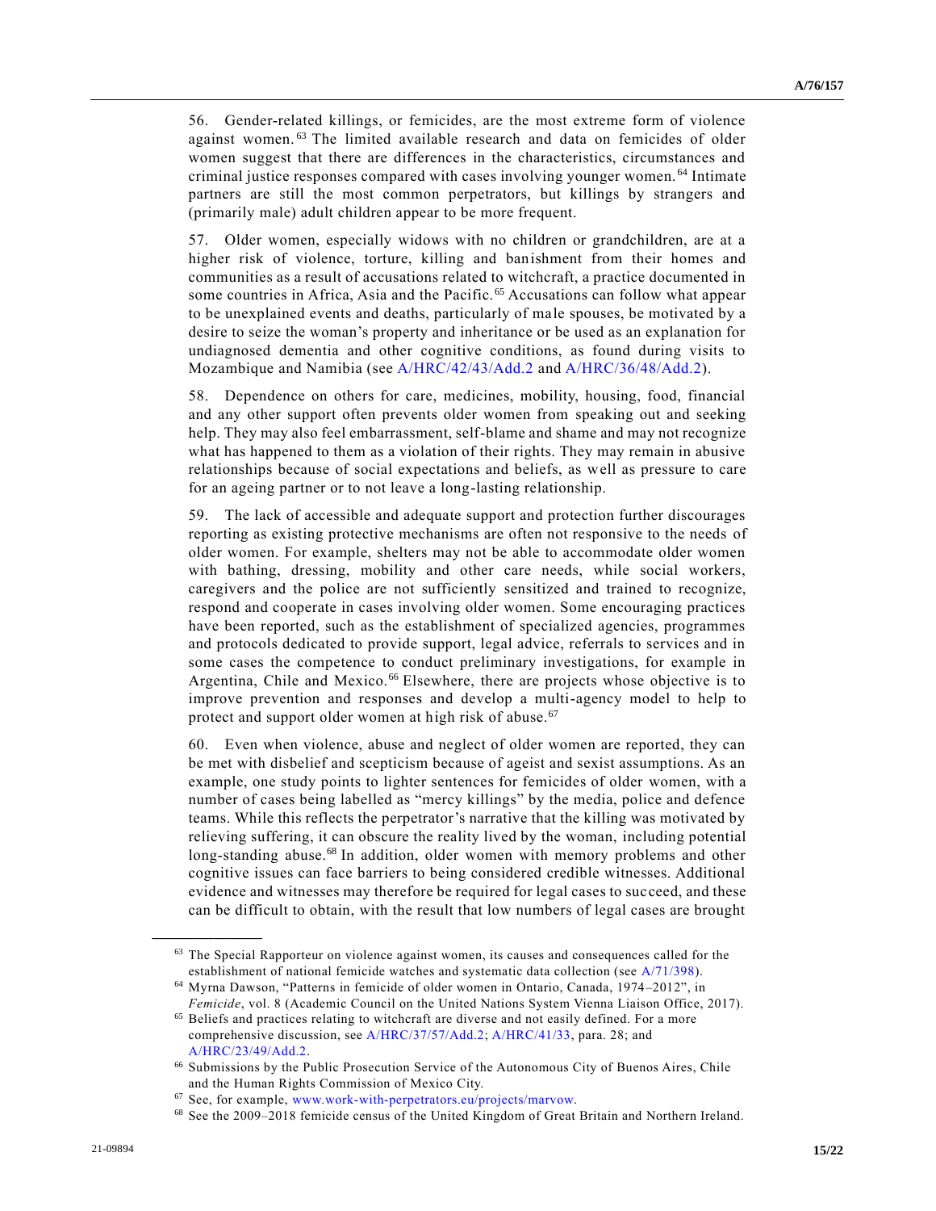56. Gender-related killings, or femicides, are the most extreme form of violence against women.[63] The limited available research and data on femicides of older women suggest that there are differences in the characteristics, circumstances and criminal justice responses compared with cases involving younger women.[64] Intimate partners are still the most common perpetrators, but killings by strangers and (primarily male) adult children appear to be more frequent.

57. Older women, especially widows with no children or grandchildren, are at a higher risk of violence, torture, killing and banishment from their homes and communities as a result of accusations related to witchcraft, a practice documented in some countries in Africa, Asia and the Pacific.[65] Accusations can follow what appear to be unexplained events and deaths, particularly of male spouses, be motivated by a desire to seize the woman's property and inheritance or be used as an explanation for undiagnosed dementia and other cognitive conditions, as found during visits to Mozambique and Namibia (see A/HRC/42/43/Add.2 and A/HRC/36/48/Add.2).

58. Dependence on others for care, medicines, mobility, housing, food, financial and any other support often prevents older women from speaking out and seeking help. They may also feel embarrassment, self-blame and shame and may not recognize what has happened to them as a violation of their rights. They may remain in abusive relationships because of social expectations and beliefs, as well as pressure to care for an ageing partner or to not leave a long-lasting relationship.

59. The lack of accessible and adequate support and protection further discourages reporting as existing protective mechanisms are often not responsive to the needs of older women. For example, shelters may not be able to accommodate older women with bathing, dressing, mobility and other care needs, while social workers, caregivers and the police are not sufficiently sensitized and trained to recognize, respond and cooperate in cases involving older women. Some encouraging practices have been reported, such as the establishment of specialized agencies, programmes and protocols dedicated to provide support, legal advice, referrals to services and in some cases the competence to conduct preliminary investigations, for example in Argentina, Chile and Mexico.[66] Elsewhere, there are projects whose objective is to improve prevention and responses and develop a multi-agency model to help to protect and support older women at high risk of abuse.[67]

60. Even when violence, abuse and neglect of older women are reported, they can be met with disbelief and scepticism because of ageist and sexist assumptions. As an example, one study points to lighter sentences for femicides of older women, with a number of cases being labelled as "mercy killings" by the media, police and defence teams. While this reflects the perpetrator's narrative that the killing was motivated by relieving suffering, it can obscure the reality lived by the woman, including potential long-standing abuse.[68] In addition, older women with memory problems and other cognitive issues can face barriers to being considered credible witnesses. Additional evidence and witnesses may therefore be required for legal cases to succeed, and these can be difficult to obtain, with the result that low numbers of legal cases are brought

---

[63] The Special Rapporteur on violence against women, its causes and consequences called for the establishment of national femicide watches and systematic data collection (see A/71/398).

[64] Myrna Dawson, "Patterns in femicide of older women in Ontario, Canada, 1974–2012", in *Femicide*, vol. 8 (Academic Council on the United Nations System Vienna Liaison Office, 2017).

[65] Beliefs and practices relating to witchcraft are diverse and not easily defined. For a more comprehensive discussion, see A/HRC/37/57/Add.2; A/HRC/41/33, para. 28; and A/HRC/23/49/Add.2.

[66] Submissions by the Public Prosecution Service of the Autonomous City of Buenos Aires, Chile and the Human Rights Commission of Mexico City.

[67] See, for example, www.work-with-perpetrators.eu/projects/marvow.

[68] See the 2009–2018 femicide census of the United Kingdom of Great Britain and Northern Ireland.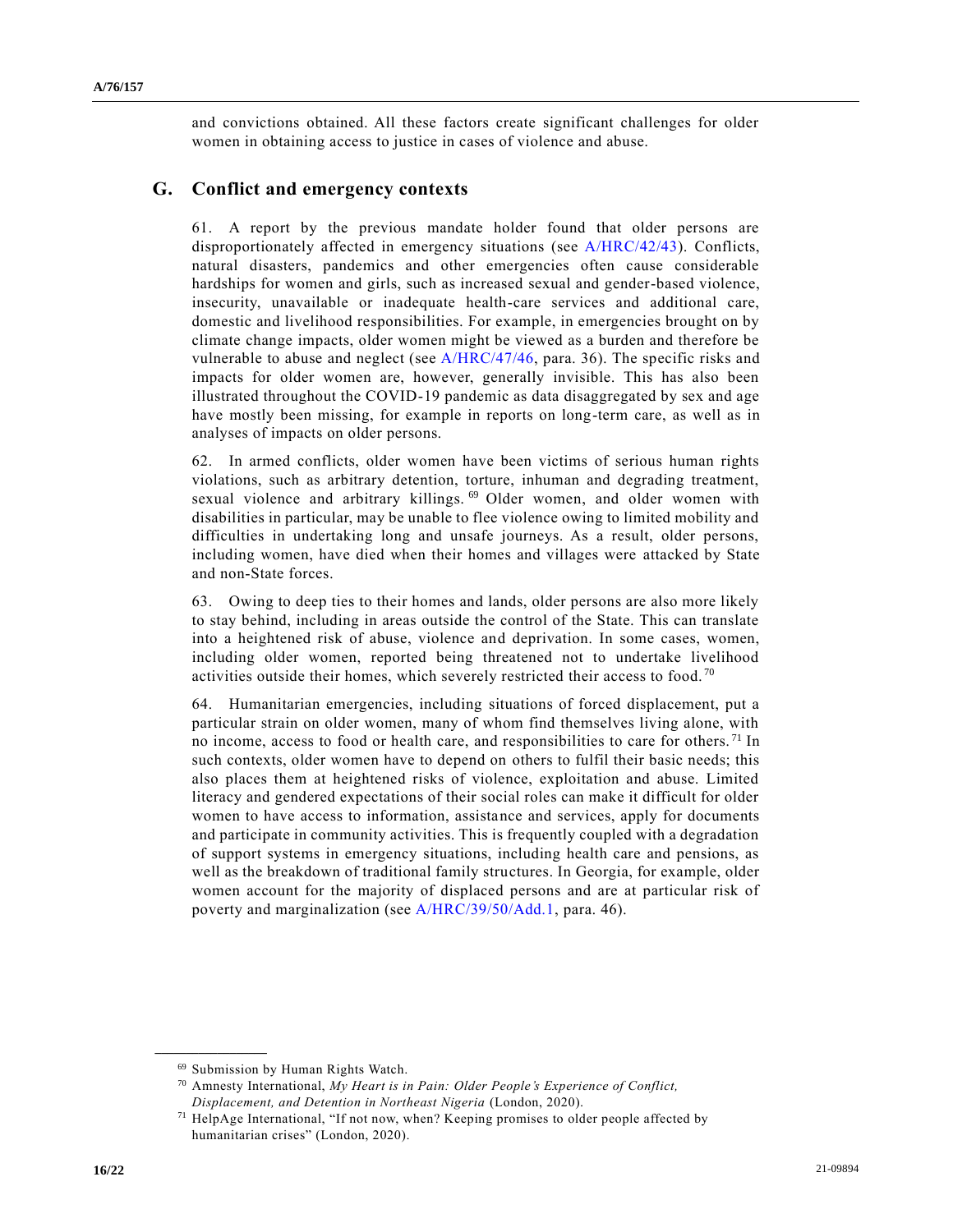and convictions obtained. All these factors create significant challenges for older women in obtaining access to justice in cases of violence and abuse.

## G. Conflict and emergency contexts

61. A report by the previous mandate holder found that older persons are disproportionately affected in emergency situations (see A/HRC/42/43). Conflicts, natural disasters, pandemics and other emergencies often cause considerable hardships for women and girls, such as increased sexual and gender-based violence, insecurity, unavailable or inadequate health-care services and additional care, domestic and livelihood responsibilities. For example, in emergencies brought on by climate change impacts, older women might be viewed as a burden and therefore be vulnerable to abuse and neglect (see A/HRC/47/46, para. 36). The specific risks and impacts for older women are, however, generally invisible. This has also been illustrated throughout the COVID-19 pandemic as data disaggregated by sex and age have mostly been missing, for example in reports on long-term care, as well as in analyses of impacts on older persons.

62. In armed conflicts, older women have been victims of serious human rights violations, such as arbitrary detention, torture, inhuman and degrading treatment, sexual violence and arbitrary killings.[69] Older women, and older women with disabilities in particular, may be unable to flee violence owing to limited mobility and difficulties in undertaking long and unsafe journeys. As a result, older persons, including women, have died when their homes and villages were attacked by State and non-State forces.

63. Owing to deep ties to their homes and lands, older persons are also more likely to stay behind, including in areas outside the control of the State. This can translate into a heightened risk of abuse, violence and deprivation. In some cases, women, including older women, reported being threatened not to undertake livelihood activities outside their homes, which severely restricted their access to food.[70]

64. Humanitarian emergencies, including situations of forced displacement, put a particular strain on older women, many of whom find themselves living alone, with no income, access to food or health care, and responsibilities to care for others.[71] In such contexts, older women have to depend on others to fulfil their basic needs; this also places them at heightened risks of violence, exploitation and abuse. Limited literacy and gendered expectations of their social roles can make it difficult for older women to have access to information, assistance and services, apply for documents and participate in community activities. This is frequently coupled with a degradation of support systems in emergency situations, including health care and pensions, as well as the breakdown of traditional family structures. In Georgia, for example, older women account for the majority of displaced persons and are at particular risk of poverty and marginalization (see A/HRC/39/50/Add.1, para. 46).

---

[69] Submission by Human Rights Watch.

[70] Amnesty International, *My Heart is in Pain: Older People's Experience of Conflict, Displacement, and Detention in Northeast Nigeria* (London, 2020).

[71] HelpAge International, "If not now, when? Keeping promises to older people affected by humanitarian crises" (London, 2020).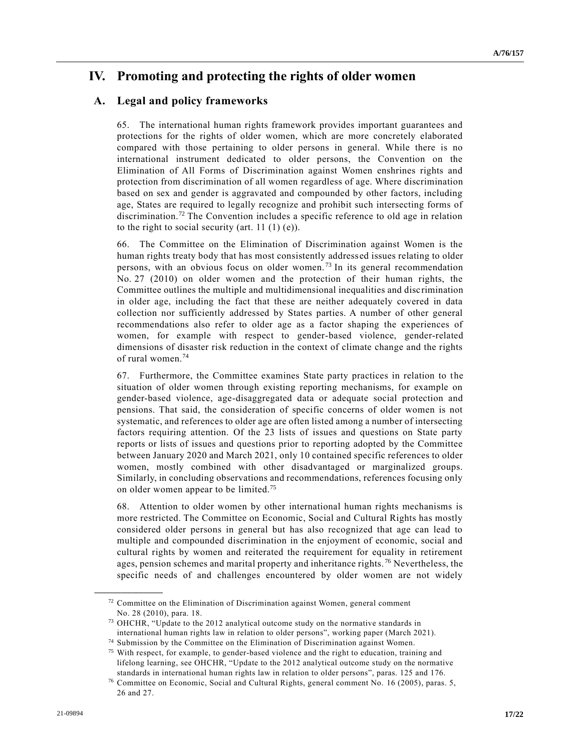# IV. Promoting and protecting the rights of older women

## A. Legal and policy frameworks

65. The international human rights framework provides important guarantees and protections for the rights of older women, which are more concretely elaborated compared with those pertaining to older persons in general. While there is no international instrument dedicated to older persons, the Convention on the Elimination of All Forms of Discrimination against Women enshrines rights and protection from discrimination of all women regardless of age. Where discrimination based on sex and gender is aggravated and compounded by other factors, including age, States are required to legally recognize and prohibit such intersecting forms of discrimination.[72] The Convention includes a specific reference to old age in relation to the right to social security (art. 11 (1) (e)).

66. The Committee on the Elimination of Discrimination against Women is the human rights treaty body that has most consistently addressed issues relating to older persons, with an obvious focus on older women.[73] In its general recommendation No. 27 (2010) on older women and the protection of their human rights, the Committee outlines the multiple and multidimensional inequalities and discrimination in older age, including the fact that these are neither adequately covered in data collection nor sufficiently addressed by States parties. A number of other general recommendations also refer to older age as a factor shaping the experiences of women, for example with respect to gender-based violence, gender-related dimensions of disaster risk reduction in the context of climate change and the rights of rural women.[74]

67. Furthermore, the Committee examines State party practices in relation to the situation of older women through existing reporting mechanisms, for example on gender-based violence, age-disaggregated data or adequate social protection and pensions. That said, the consideration of specific concerns of older women is not systematic, and references to older age are often listed among a number of intersecting factors requiring attention. Of the 23 lists of issues and questions on State party reports or lists of issues and questions prior to reporting adopted by the Committee between January 2020 and March 2021, only 10 contained specific references to older women, mostly combined with other disadvantaged or marginalized groups. Similarly, in concluding observations and recommendations, references focusing only on older women appear to be limited.[75]

68. Attention to older women by other international human rights mechanisms is more restricted. The Committee on Economic, Social and Cultural Rights has mostly considered older persons in general but has also recognized that age can lead to multiple and compounded discrimination in the enjoyment of economic, social and cultural rights by women and reiterated the requirement for equality in retirement ages, pension schemes and marital property and inheritance rights.[76] Nevertheless, the specific needs of and challenges encountered by older women are not widely

---

[72] Committee on the Elimination of Discrimination against Women, general comment No. 28 (2010), para. 18.

[73] OHCHR, "Update to the 2012 analytical outcome study on the normative standards in international human rights law in relation to older persons", working paper (March 2021).

[74] Submission by the Committee on the Elimination of Discrimination against Women.

[75] With respect, for example, to gender-based violence and the right to education, training and lifelong learning, see OHCHR, "Update to the 2012 analytical outcome study on the normative standards in international human rights law in relation to older persons", paras. 125 and 176.

[76] Committee on Economic, Social and Cultural Rights, general comment No. 16 (2005), paras. 5, 26 and 27.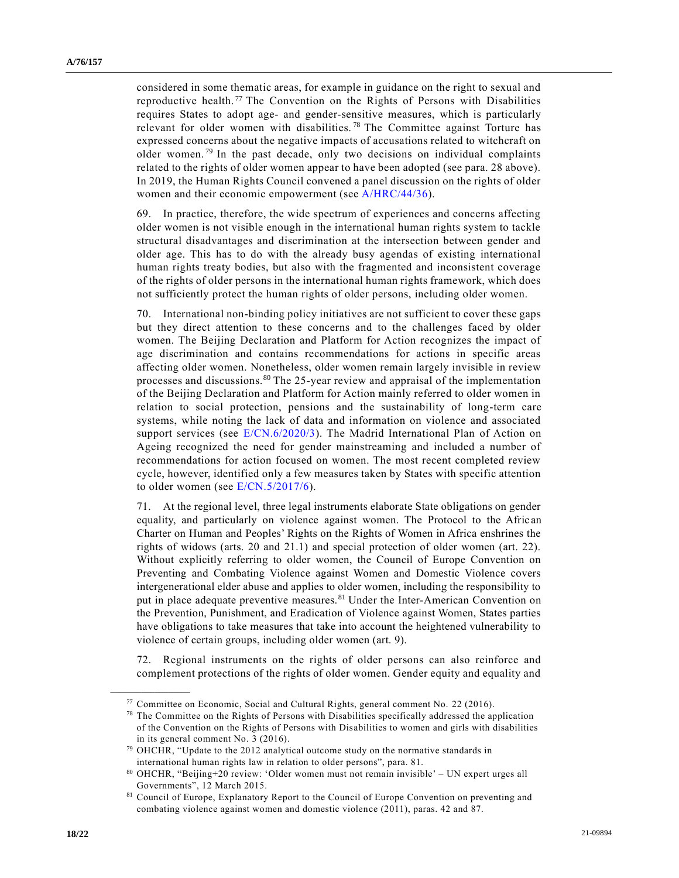considered in some thematic areas, for example in guidance on the right to sexual and reproductive health.[77] The Convention on the Rights of Persons with Disabilities requires States to adopt age- and gender-sensitive measures, which is particularly relevant for older women with disabilities.[78] The Committee against Torture has expressed concerns about the negative impacts of accusations related to witchcraft on older women.[79] In the past decade, only two decisions on individual complaints related to the rights of older women appear to have been adopted (see para. 28 above). In 2019, the Human Rights Council convened a panel discussion on the rights of older women and their economic empowerment (see A/HRC/44/36).

69. In practice, therefore, the wide spectrum of experiences and concerns affecting older women is not visible enough in the international human rights system to tackle structural disadvantages and discrimination at the intersection between gender and older age. This has to do with the already busy agendas of existing international human rights treaty bodies, but also with the fragmented and inconsistent coverage of the rights of older persons in the international human rights framework, which does not sufficiently protect the human rights of older persons, including older women.

70. International non-binding policy initiatives are not sufficient to cover these gaps but they direct attention to these concerns and to the challenges faced by older women. The Beijing Declaration and Platform for Action recognizes the impact of age discrimination and contains recommendations for actions in specific areas affecting older women. Nonetheless, older women remain largely invisible in review processes and discussions.[80] The 25-year review and appraisal of the implementation of the Beijing Declaration and Platform for Action mainly referred to older women in relation to social protection, pensions and the sustainability of long-term care systems, while noting the lack of data and information on violence and associated support services (see E/CN.6/2020/3). The Madrid International Plan of Action on Ageing recognized the need for gender mainstreaming and included a number of recommendations for action focused on women. The most recent completed review cycle, however, identified only a few measures taken by States with specific attention to older women (see E/CN.5/2017/6).

71. At the regional level, three legal instruments elaborate State obligations on gender equality, and particularly on violence against women. The Protocol to the African Charter on Human and Peoples' Rights on the Rights of Women in Africa enshrines the rights of widows (arts. 20 and 21.1) and special protection of older women (art. 22). Without explicitly referring to older women, the Council of Europe Convention on Preventing and Combating Violence against Women and Domestic Violence covers intergenerational elder abuse and applies to older women, including the responsibility to put in place adequate preventive measures.[81] Under the Inter-American Convention on the Prevention, Punishment, and Eradication of Violence against Women, States parties have obligations to take measures that take into account the heightened vulnerability to violence of certain groups, including older women (art. 9).

72. Regional instruments on the rights of older persons can also reinforce and complement protections of the rights of older women. Gender equity and equality and

---

[77] Committee on Economic, Social and Cultural Rights, general comment No. 22 (2016).

[78] The Committee on the Rights of Persons with Disabilities specifically addressed the application of the Convention on the Rights of Persons with Disabilities to women and girls with disabilities in its general comment No. 3 (2016).

[79] OHCHR, "Update to the 2012 analytical outcome study on the normative standards in international human rights law in relation to older persons", para. 81.

[80] OHCHR, "Beijing+20 review: 'Older women must not remain invisible' – UN expert urges all Governments", 12 March 2015.

[81] Council of Europe, Explanatory Report to the Council of Europe Convention on preventing and combating violence against women and domestic violence (2011), paras. 42 and 87.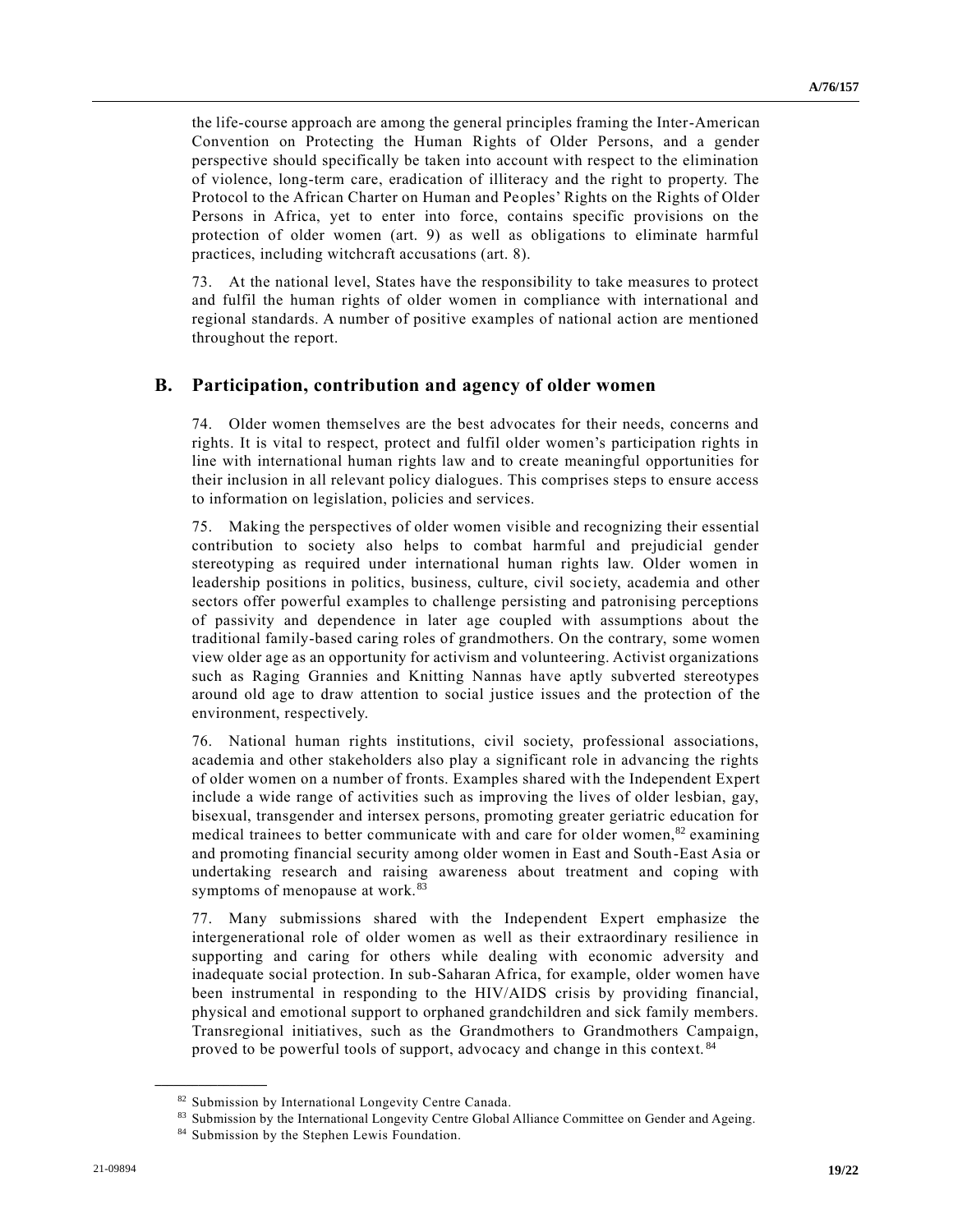the life-course approach are among the general principles framing the Inter-American Convention on Protecting the Human Rights of Older Persons, and a gender perspective should specifically be taken into account with respect to the elimination of violence, long-term care, eradication of illiteracy and the right to property. The Protocol to the African Charter on Human and Peoples' Rights on the Rights of Older Persons in Africa, yet to enter into force, contains specific provisions on the protection of older women (art. 9) as well as obligations to eliminate harmful practices, including witchcraft accusations (art. 8).

73. At the national level, States have the responsibility to take measures to protect and fulfil the human rights of older women in compliance with international and regional standards. A number of positive examples of national action are mentioned throughout the report.

## B. Participation, contribution and agency of older women

74. Older women themselves are the best advocates for their needs, concerns and rights. It is vital to respect, protect and fulfil older women's participation rights in line with international human rights law and to create meaningful opportunities for their inclusion in all relevant policy dialogues. This comprises steps to ensure access to information on legislation, policies and services.

75. Making the perspectives of older women visible and recognizing their essential contribution to society also helps to combat harmful and prejudicial gender stereotyping as required under international human rights law. Older women in leadership positions in politics, business, culture, civil society, academia and other sectors offer powerful examples to challenge persisting and patronising perceptions of passivity and dependence in later age coupled with assumptions about the traditional family-based caring roles of grandmothers. On the contrary, some women view older age as an opportunity for activism and volunteering. Activist organizations such as Raging Grannies and Knitting Nannas have aptly subverted stereotypes around old age to draw attention to social justice issues and the protection of the environment, respectively.

76. National human rights institutions, civil society, professional associations, academia and other stakeholders also play a significant role in advancing the rights of older women on a number of fronts. Examples shared with the Independent Expert include a wide range of activities such as improving the lives of older lesbian, gay, bisexual, transgender and intersex persons, promoting greater geriatric education for medical trainees to better communicate with and care for older women,[82] examining and promoting financial security among older women in East and South-East Asia or undertaking research and raising awareness about treatment and coping with symptoms of menopause at work.[83]

77. Many submissions shared with the Independent Expert emphasize the intergenerational role of older women as well as their extraordinary resilience in supporting and caring for others while dealing with economic adversity and inadequate social protection. In sub-Saharan Africa, for example, older women have been instrumental in responding to the HIV/AIDS crisis by providing financial, physical and emotional support to orphaned grandchildren and sick family members. Transregional initiatives, such as the Grandmothers to Grandmothers Campaign, proved to be powerful tools of support, advocacy and change in this context.[84]

---

[82] Submission by International Longevity Centre Canada.

[83] Submission by the International Longevity Centre Global Alliance Committee on Gender and Ageing.

[84] Submission by the Stephen Lewis Foundation.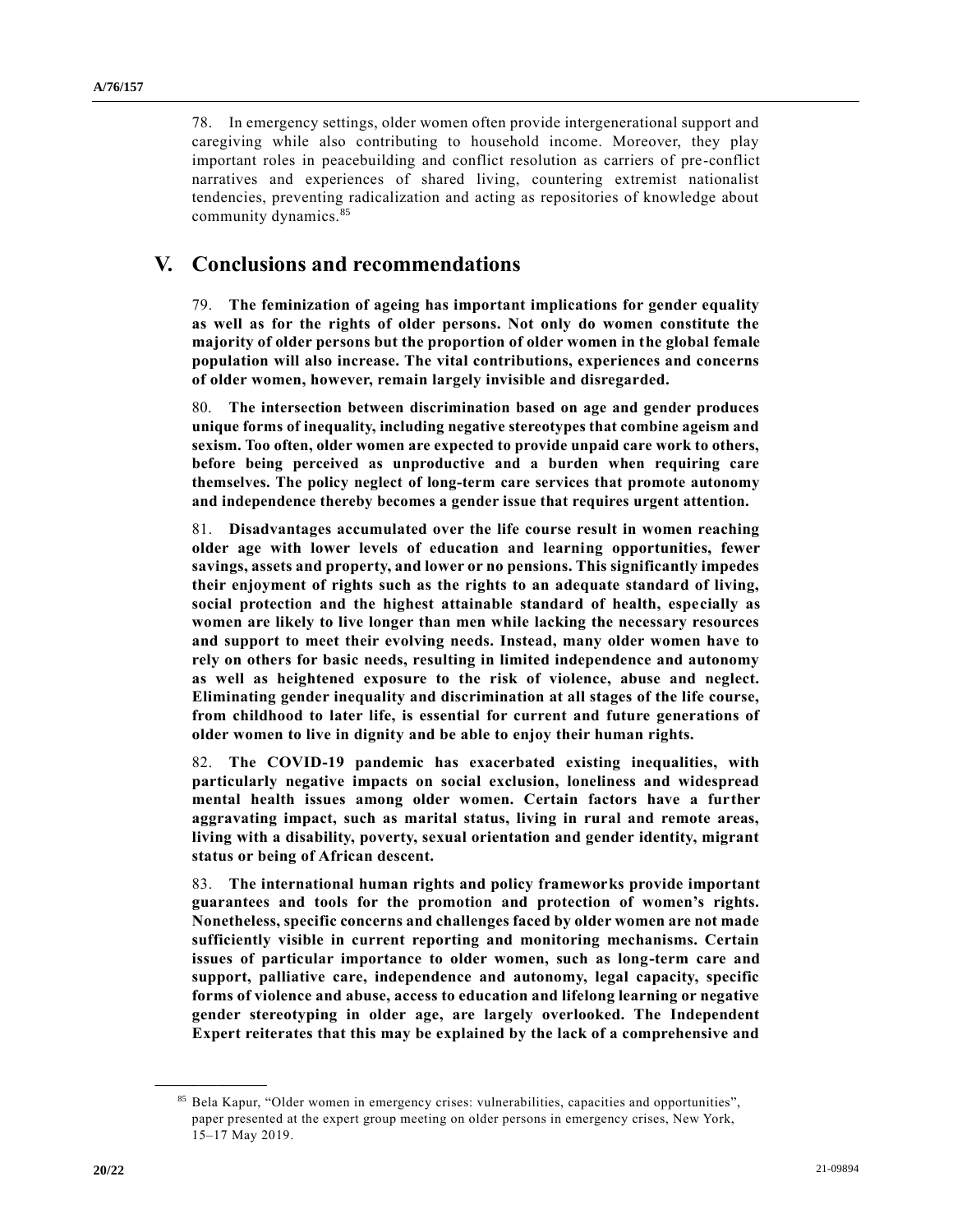78. In emergency settings, older women often provide intergenerational support and caregiving while also contributing to household income. Moreover, they play important roles in peacebuilding and conflict resolution as carriers of pre-conflict narratives and experiences of shared living, countering extremist nationalist tendencies, preventing radicalization and acting as repositories of knowledge about community dynamics.[85]

# V. Conclusions and recommendations

79. **The feminization of ageing has important implications for gender equality as well as for the rights of older persons. Not only do women constitute the majority of older persons but the proportion of older women in the global female population will also increase. The vital contributions, experiences and concerns of older women, however, remain largely invisible and disregarded.**

80. **The intersection between discrimination based on age and gender produces unique forms of inequality, including negative stereotypes that combine ageism and sexism. Too often, older women are expected to provide unpaid care work to others, before being perceived as unproductive and a burden when requiring care themselves. The policy neglect of long-term care services that promote autonomy and independence thereby becomes a gender issue that requires urgent attention.**

81. **Disadvantages accumulated over the life course result in women reaching older age with lower levels of education and learning opportunities, fewer savings, assets and property, and lower or no pensions. This significantly impedes their enjoyment of rights such as the rights to an adequate standard of living, social protection and the highest attainable standard of health, especially as women are likely to live longer than men while lacking the necessary resources and support to meet their evolving needs. Instead, many older women have to rely on others for basic needs, resulting in limited independence and autonomy as well as heightened exposure to the risk of violence, abuse and neglect. Eliminating gender inequality and discrimination at all stages of the life course, from childhood to later life, is essential for current and future generations of older women to live in dignity and be able to enjoy their human rights.**

82. **The COVID-19 pandemic has exacerbated existing inequalities, with particularly negative impacts on social exclusion, loneliness and widespread mental health issues among older women. Certain factors have a further aggravating impact, such as marital status, living in rural and remote areas, living with a disability, poverty, sexual orientation and gender identity, migrant status or being of African descent.**

83. **The international human rights and policy frameworks provide important guarantees and tools for the promotion and protection of women's rights. Nonetheless, specific concerns and challenges faced by older women are not made sufficiently visible in current reporting and monitoring mechanisms. Certain issues of particular importance to older women, such as long-term care and support, palliative care, independence and autonomy, legal capacity, specific forms of violence and abuse, access to education and lifelong learning or negative gender stereotyping in older age, are largely overlooked. The Independent Expert reiterates that this may be explained by the lack of a comprehensive and**

[85] Bela Kapur, "Older women in emergency crises: vulnerabilities, capacities and opportunities", paper presented at the expert group meeting on older persons in emergency crises, New York, 15–17 May 2019.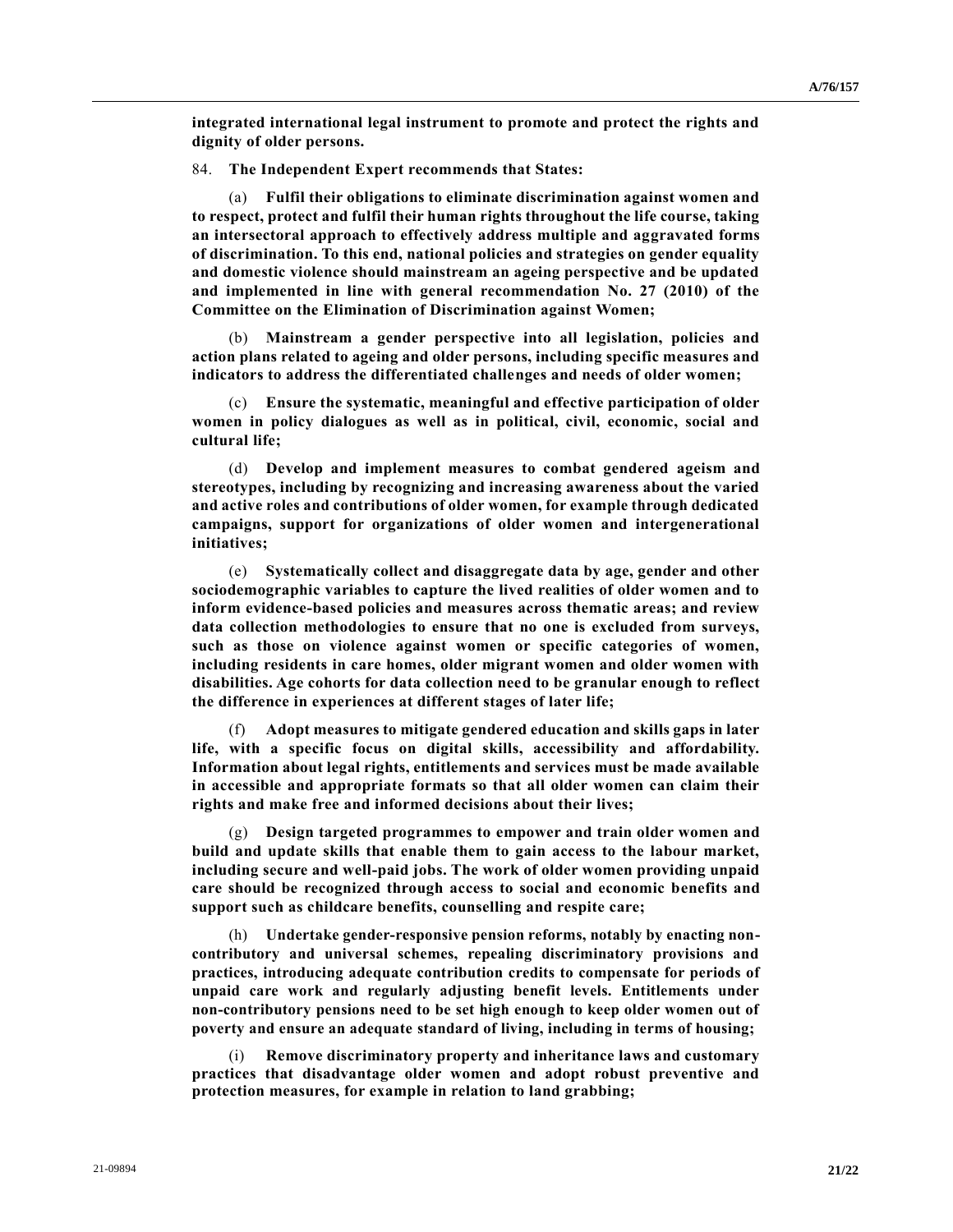**integrated international legal instrument to promote and protect the rights and dignity of older persons.**

84. **The Independent Expert recommends that States:**

(a) **Fulfil their obligations to eliminate discrimination against women and to respect, protect and fulfil their human rights throughout the life course, taking an intersectoral approach to effectively address multiple and aggravated forms of discrimination. To this end, national policies and strategies on gender equality and domestic violence should mainstream an ageing perspective and be updated and implemented in line with general recommendation No. 27 (2010) of the Committee on the Elimination of Discrimination against Women;**

(b) **Mainstream a gender perspective into all legislation, policies and action plans related to ageing and older persons, including specific measures and indicators to address the differentiated challenges and needs of older women;**

(c) **Ensure the systematic, meaningful and effective participation of older women in policy dialogues as well as in political, civil, economic, social and cultural life;**

(d) **Develop and implement measures to combat gendered ageism and stereotypes, including by recognizing and increasing awareness about the varied and active roles and contributions of older women, for example through dedicated campaigns, support for organizations of older women and intergenerational initiatives;**

(e) **Systematically collect and disaggregate data by age, gender and other sociodemographic variables to capture the lived realities of older women and to inform evidence-based policies and measures across thematic areas; and review data collection methodologies to ensure that no one is excluded from surveys, such as those on violence against women or specific categories of women, including residents in care homes, older migrant women and older women with disabilities. Age cohorts for data collection need to be granular enough to reflect the difference in experiences at different stages of later life;**

(f) **Adopt measures to mitigate gendered education and skills gaps in later life, with a specific focus on digital skills, accessibility and affordability. Information about legal rights, entitlements and services must be made available in accessible and appropriate formats so that all older women can claim their rights and make free and informed decisions about their lives;**

(g) **Design targeted programmes to empower and train older women and build and update skills that enable them to gain access to the labour market, including secure and well-paid jobs. The work of older women providing unpaid care should be recognized through access to social and economic benefits and support such as childcare benefits, counselling and respite care;**

(h) **Undertake gender-responsive pension reforms, notably by enacting non-contributory and universal schemes, repealing discriminatory provisions and practices, introducing adequate contribution credits to compensate for periods of unpaid care work and regularly adjusting benefit levels. Entitlements under non-contributory pensions need to be set high enough to keep older women out of poverty and ensure an adequate standard of living, including in terms of housing;**

(i) **Remove discriminatory property and inheritance laws and customary practices that disadvantage older women and adopt robust preventive and protection measures, for example in relation to land grabbing;**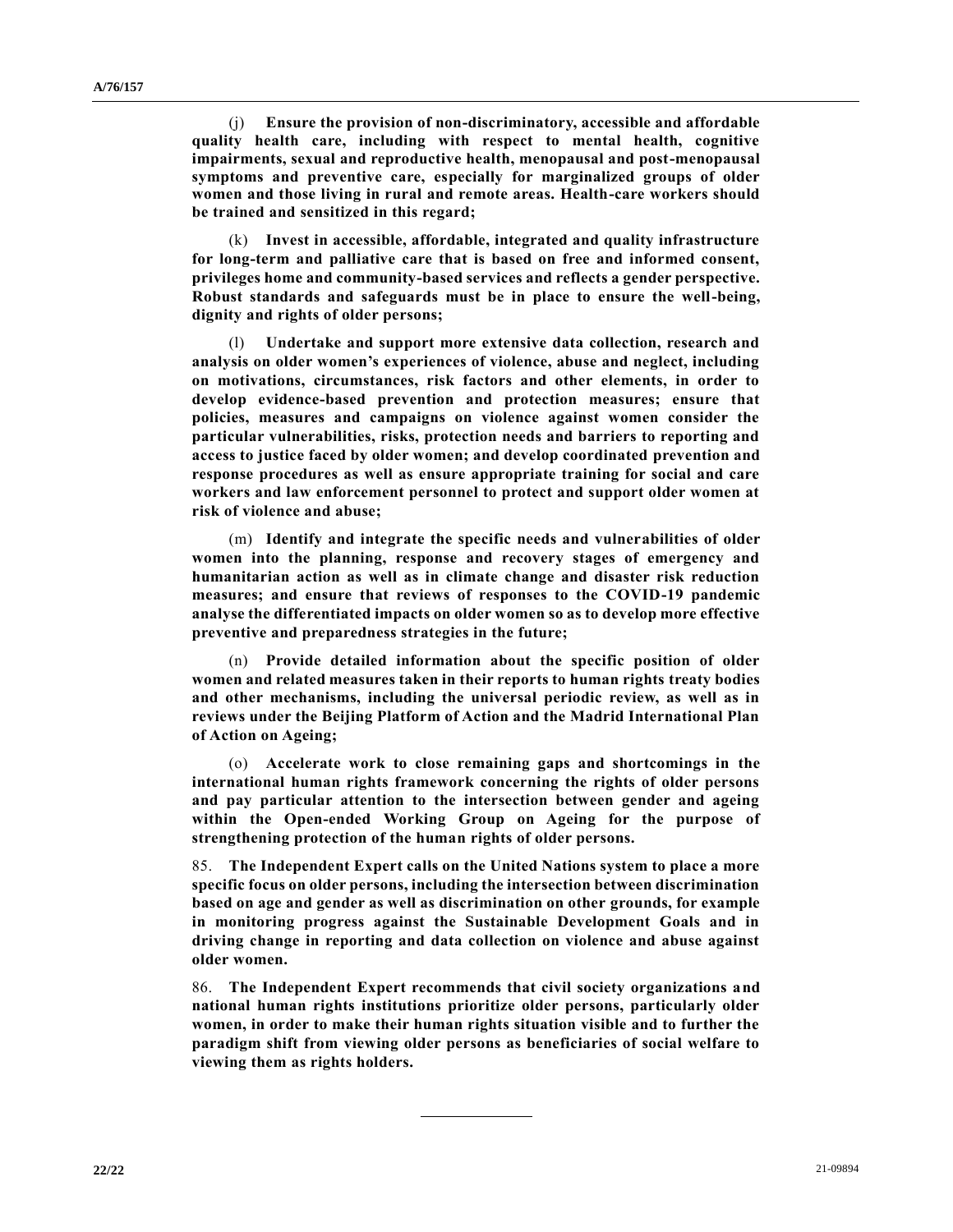(j) **Ensure the provision of non-discriminatory, accessible and affordable quality health care, including with respect to mental health, cognitive impairments, sexual and reproductive health, menopausal and post-menopausal symptoms and preventive care, especially for marginalized groups of older women and those living in rural and remote areas. Health-care workers should be trained and sensitized in this regard;**

(k) **Invest in accessible, affordable, integrated and quality infrastructure for long-term and palliative care that is based on free and informed consent, privileges home and community-based services and reflects a gender perspective. Robust standards and safeguards must be in place to ensure the well-being, dignity and rights of older persons;**

(l) **Undertake and support more extensive data collection, research and analysis on older women's experiences of violence, abuse and neglect, including on motivations, circumstances, risk factors and other elements, in order to develop evidence-based prevention and protection measures; ensure that policies, measures and campaigns on violence against women consider the particular vulnerabilities, risks, protection needs and barriers to reporting and access to justice faced by older women; and develop coordinated prevention and response procedures as well as ensure appropriate training for social and care workers and law enforcement personnel to protect and support older women at risk of violence and abuse;**

(m) **Identify and integrate the specific needs and vulnerabilities of older women into the planning, response and recovery stages of emergency and humanitarian action as well as in climate change and disaster risk reduction measures; and ensure that reviews of responses to the COVID-19 pandemic analyse the differentiated impacts on older women so as to develop more effective preventive and preparedness strategies in the future;**

(n) **Provide detailed information about the specific position of older women and related measures taken in their reports to human rights treaty bodies and other mechanisms, including the universal periodic review, as well as in reviews under the Beijing Platform of Action and the Madrid International Plan of Action on Ageing;**

(o) **Accelerate work to close remaining gaps and shortcomings in the international human rights framework concerning the rights of older persons and pay particular attention to the intersection between gender and ageing within the Open-ended Working Group on Ageing for the purpose of strengthening protection of the human rights of older persons.**

85. **The Independent Expert calls on the United Nations system to place a more specific focus on older persons, including the intersection between discrimination based on age and gender as well as discrimination on other grounds, for example in monitoring progress against the Sustainable Development Goals and in driving change in reporting and data collection on violence and abuse against older women.**

86. **The Independent Expert recommends that civil society organizations and national human rights institutions prioritize older persons, particularly older women, in order to make their human rights situation visible and to further the paradigm shift from viewing older persons as beneficiaries of social welfare to viewing them as rights holders.**